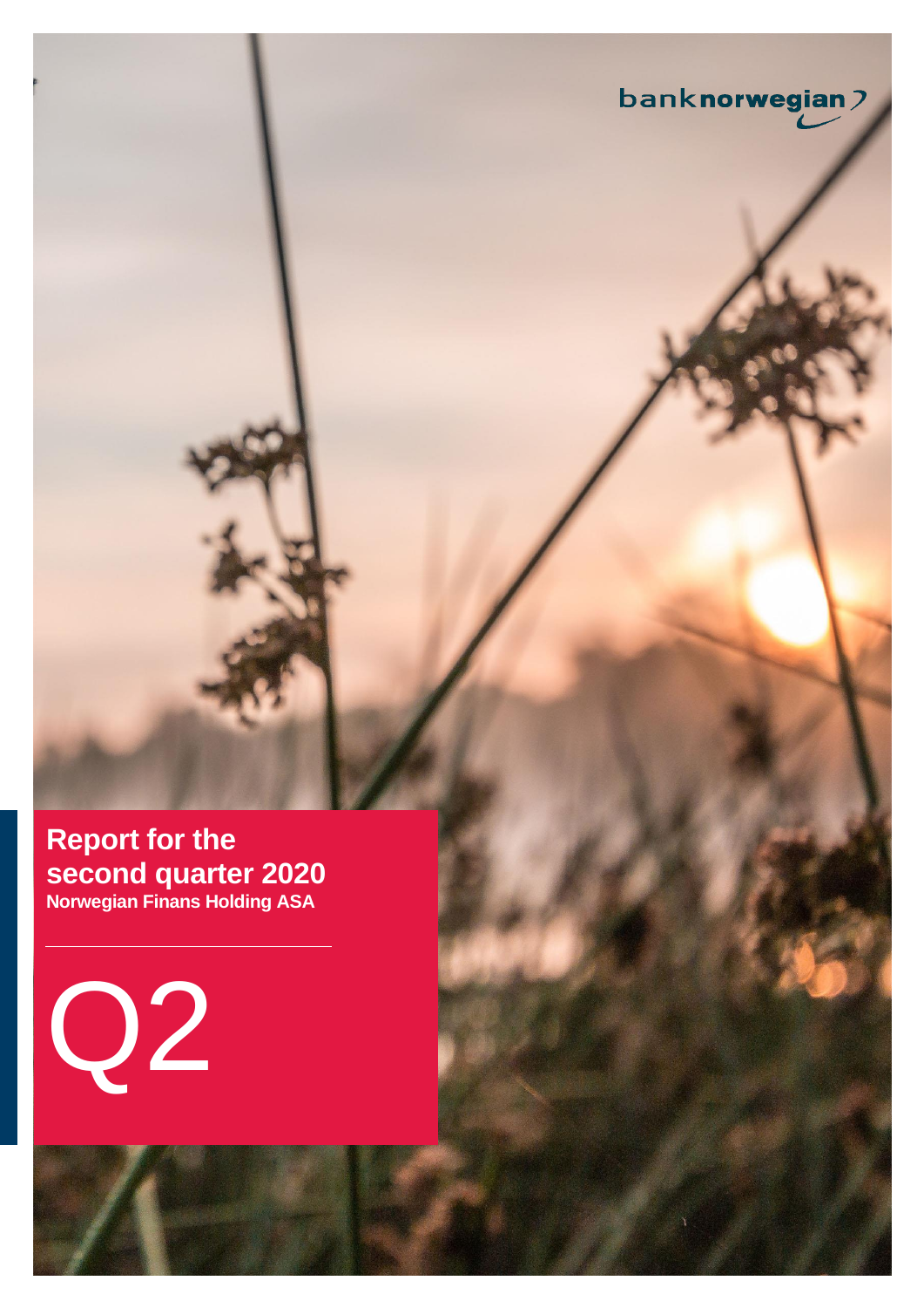banknorwegian

# Report for the second quarter 2020

**Norwegian Finans Holding ASA**

Q2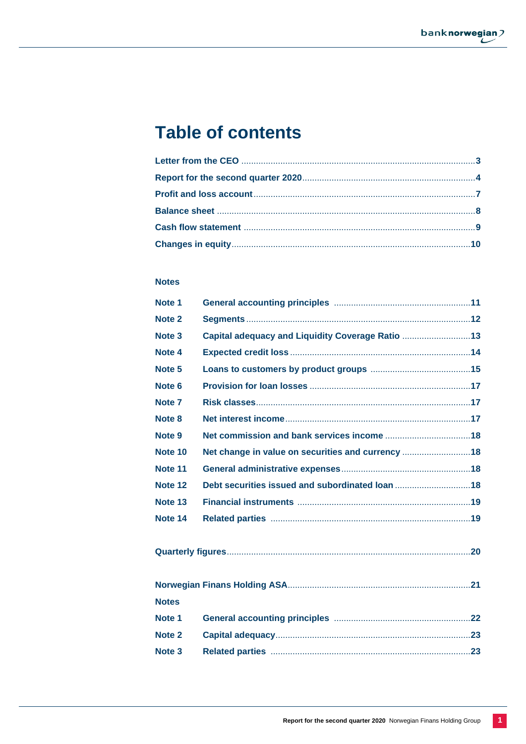# Table of contents

| | |
|---|---|
| Letter from the CEO | 3 |
| Report for the second quarter 2020 | 4 |
| Profit and loss account | 7 |
| Balance sheet | 8 |
| Cash flow statement | 9 |
| Changes in equity | 10 |

**Notes**

| | | |
|---|---|---|
| Note 1 | General accounting principles | 11 |
| Note 2 | Segments | 12 |
| Note 3 | Capital adequacy and Liquidity Coverage Ratio | 13 |
| Note 4 | Expected credit loss | 14 |
| Note 5 | Loans to customers by product groups | 15 |
| Note 6 | Provision for loan losses | 17 |
| Note 7 | Risk classes | 17 |
| Note 8 | Net interest income | 17 |
| Note 9 | Net commission and bank services income | 18 |
| Note 10 | Net change in value on securities and currency | 18 |
| Note 11 | General administrative expenses | 18 |
| Note 12 | Debt securities issued and subordinated loan | 18 |
| Note 13 | Financial instruments | 19 |
| Note 14 | Related parties | 19 |

| | |
|---|---|
| Quarterly figures | 20 |

| | |
|---|---|
| Norwegian Finans Holding ASA | 21 |

**Notes**

| | | |
|---|---|---|
| Note 1 | General accounting principles | 22 |
| Note 2 | Capital adequacy | 23 |
| Note 3 | Related parties | 23 |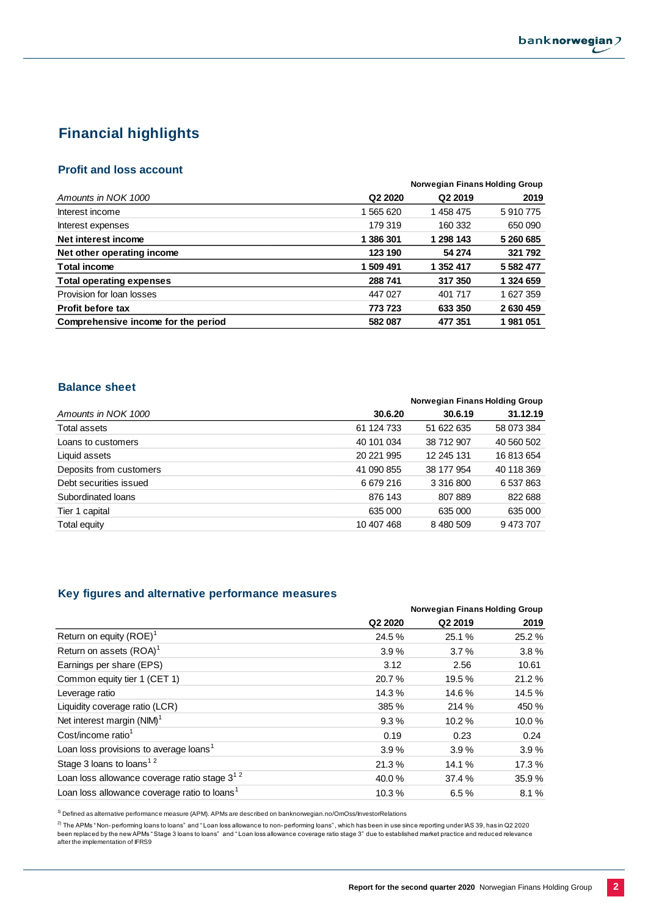# Financial highlights

## Profit and loss account

| Amounts in NOK 1000 | Norwegian Finans Holding Group Q2 2020 | Q2 2019 | 2019 |
|---|---|---|---|
| Interest income | 1 565 620 | 1 458 475 | 5 910 775 |
| Interest expenses | 179 319 | 160 332 | 650 090 |
| **Net interest income** | **1 386 301** | **1 298 143** | **5 260 685** |
| **Net other operating income** | **123 190** | **54 274** | **321 792** |
| **Total income** | **1 509 491** | **1 352 417** | **5 582 477** |
| **Total operating expenses** | **288 741** | **317 350** | **1 324 659** |
| Provision for loan losses | 447 027 | 401 717 | 1 627 359 |
| **Profit before tax** | **773 723** | **633 350** | **2 630 459** |
| **Comprehensive income for the period** | **582 087** | **477 351** | **1 981 051** |

## Balance sheet

| Amounts in NOK 1000 | Norwegian Finans Holding Group 30.6.20 | 30.6.19 | 31.12.19 |
|---|---|---|---|
| Total assets | 61 124 733 | 51 622 635 | 58 073 384 |
| Loans to customers | 40 101 034 | 38 712 907 | 40 560 502 |
| Liquid assets | 20 221 995 | 12 245 131 | 16 813 654 |
| Deposits from customers | 41 090 855 | 38 177 954 | 40 118 369 |
| Debt securities issued | 6 679 216 | 3 316 800 | 6 537 863 |
| Subordinated loans | 876 143 | 807 889 | 822 688 |
| Tier 1 capital | 635 000 | 635 000 | 635 000 |
| Total equity | 10 407 468 | 8 480 509 | 9 473 707 |

## Key figures and alternative performance measures

| | Norwegian Finans Holding Group Q2 2020 | Q2 2019 | 2019 |
|---|---|---|---|
| Return on equity (ROE)[1] | 24.5 % | 25.1 % | 25.2 % |
| Return on assets (ROA)[1] | 3.9 % | 3.7 % | 3.8 % |
| Earnings per share (EPS) | 3.12 | 2.56 | 10.61 |
| Common equity tier 1 (CET 1) | 20.7 % | 19.5 % | 21.2 % |
| Leverage ratio | 14.3 % | 14.6 % | 14.5 % |
| Liquidity coverage ratio (LCR) | 385 % | 214 % | 450 % |
| Net interest margin (NIM)[1] | 9.3 % | 10.2 % | 10.0 % |
| Cost/income ratio[1] | 0.19 | 0.23 | 0.24 |
| Loan loss provisions to average loans[1] | 3.9 % | 3.9 % | 3.9 % |
| Stage 3 loans to loans[1 2] | 21.3 % | 14.1 % | 17.3 % |
| Loan loss allowance coverage ratio stage 3[1 2] | 40.0 % | 37.4 % | 35.9 % |
| Loan loss allowance coverage ratio to loans[1] | 10.3 % | 6.5 % | 8.1 % |

[1)] Defined as alternative performance measure (APM). APMs are described on banknorwegian.no/OmOss/InvestorRelations

[2)] The APMs "Non-performing loans to loans" and "Loan loss allowance to non-performing loans", which has been in use since reporting under IAS 39, has in Q2 2020 been replaced by the new APMs "Stage 3 loans to loans" and "Loan loss allowance coverage ratio stage 3" due to established market practice and reduced relevance after the implementation of IFRS9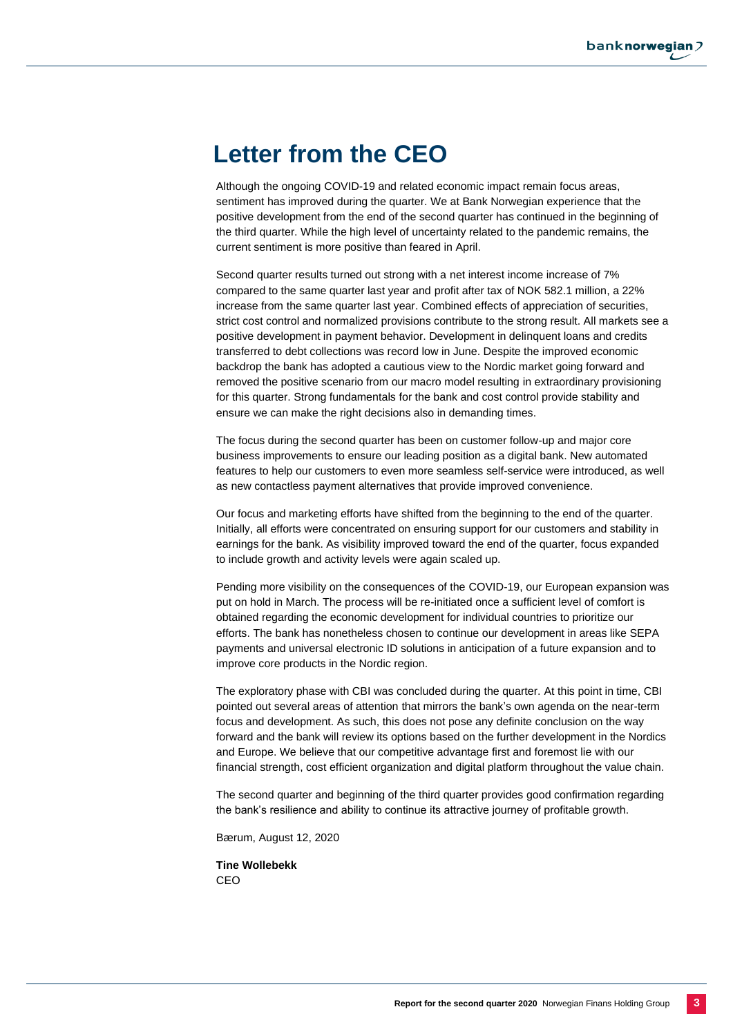# Letter from the CEO

Although the ongoing COVID-19 and related economic impact remain focus areas, sentiment has improved during the quarter. We at Bank Norwegian experience that the positive development from the end of the second quarter has continued in the beginning of the third quarter. While the high level of uncertainty related to the pandemic remains, the current sentiment is more positive than feared in April.

Second quarter results turned out strong with a net interest income increase of 7% compared to the same quarter last year and profit after tax of NOK 582.1 million, a 22% increase from the same quarter last year. Combined effects of appreciation of securities, strict cost control and normalized provisions contribute to the strong result. All markets see a positive development in payment behavior. Development in delinquent loans and credits transferred to debt collections was record low in June. Despite the improved economic backdrop the bank has adopted a cautious view to the Nordic market going forward and removed the positive scenario from our macro model resulting in extraordinary provisioning for this quarter. Strong fundamentals for the bank and cost control provide stability and ensure we can make the right decisions also in demanding times.

The focus during the second quarter has been on customer follow-up and major core business improvements to ensure our leading position as a digital bank. New automated features to help our customers to even more seamless self-service were introduced, as well as new contactless payment alternatives that provide improved convenience.

Our focus and marketing efforts have shifted from the beginning to the end of the quarter. Initially, all efforts were concentrated on ensuring support for our customers and stability in earnings for the bank. As visibility improved toward the end of the quarter, focus expanded to include growth and activity levels were again scaled up.

Pending more visibility on the consequences of the COVID-19, our European expansion was put on hold in March. The process will be re-initiated once a sufficient level of comfort is obtained regarding the economic development for individual countries to prioritize our efforts. The bank has nonetheless chosen to continue our development in areas like SEPA payments and universal electronic ID solutions in anticipation of a future expansion and to improve core products in the Nordic region.

The exploratory phase with CBI was concluded during the quarter. At this point in time, CBI pointed out several areas of attention that mirrors the bank's own agenda on the near-term focus and development. As such, this does not pose any definite conclusion on the way forward and the bank will review its options based on the further development in the Nordics and Europe. We believe that our competitive advantage first and foremost lie with our financial strength, cost efficient organization and digital platform throughout the value chain.

The second quarter and beginning of the third quarter provides good confirmation regarding the bank's resilience and ability to continue its attractive journey of profitable growth.

Bærum, August 12, 2020

**Tine Wollebekk**
CEO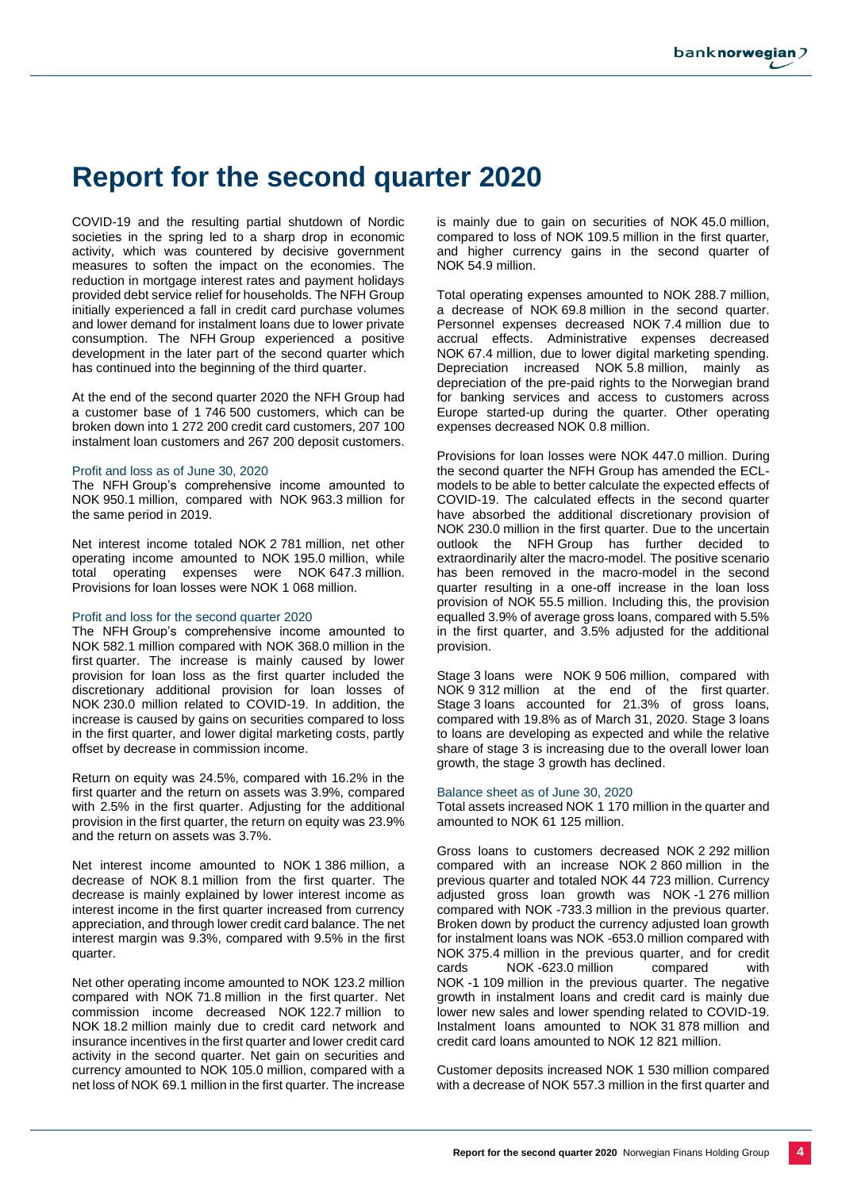# Report for the second quarter 2020

COVID-19 and the resulting partial shutdown of Nordic societies in the spring led to a sharp drop in economic activity, which was countered by decisive government measures to soften the impact on the economies. The reduction in mortgage interest rates and payment holidays provided debt service relief for households. The NFH Group initially experienced a fall in credit card purchase volumes and lower demand for instalment loans due to lower private consumption. The NFH Group experienced a positive development in the later part of the second quarter which has continued into the beginning of the third quarter.

At the end of the second quarter 2020 the NFH Group had a customer base of 1 746 500 customers, which can be broken down into 1 272 200 credit card customers, 207 100 instalment loan customers and 267 200 deposit customers.

### Profit and loss as of June 30, 2020

The NFH Group's comprehensive income amounted to NOK 950.1 million, compared with NOK 963.3 million for the same period in 2019.

Net interest income totaled NOK 2 781 million, net other operating income amounted to NOK 195.0 million, while total operating expenses were NOK 647.3 million. Provisions for loan losses were NOK 1 068 million.

### Profit and loss for the second quarter 2020

The NFH Group's comprehensive income amounted to NOK 582.1 million compared with NOK 368.0 million in the first quarter. The increase is mainly caused by lower provision for loan loss as the first quarter included the discretionary additional provision for loan losses of NOK 230.0 million related to COVID-19. In addition, the increase is caused by gains on securities compared to loss in the first quarter, and lower digital marketing costs, partly offset by decrease in commission income.

Return on equity was 24.5%, compared with 16.2% in the first quarter and the return on assets was 3.9%, compared with 2.5% in the first quarter. Adjusting for the additional provision in the first quarter, the return on equity was 23.9% and the return on assets was 3.7%.

Net interest income amounted to NOK 1 386 million, a decrease of NOK 8.1 million from the first quarter. The decrease is mainly explained by lower interest income as interest income in the first quarter increased from currency appreciation, and through lower credit card balance. The net interest margin was 9.3%, compared with 9.5% in the first quarter.

Net other operating income amounted to NOK 123.2 million compared with NOK 71.8 million in the first quarter. Net commission income decreased NOK 122.7 million to NOK 18.2 million mainly due to credit card network and insurance incentives in the first quarter and lower credit card activity in the second quarter. Net gain on securities and currency amounted to NOK 105.0 million, compared with a net loss of NOK 69.1 million in the first quarter. The increase is mainly due to gain on securities of NOK 45.0 million, compared to loss of NOK 109.5 million in the first quarter, and higher currency gains in the second quarter of NOK 54.9 million.

Total operating expenses amounted to NOK 288.7 million, a decrease of NOK 69.8 million in the second quarter. Personnel expenses decreased NOK 7.4 million due to accrual effects. Administrative expenses decreased NOK 67.4 million, due to lower digital marketing spending. Depreciation increased NOK 5.8 million, mainly as depreciation of the pre-paid rights to the Norwegian brand for banking services and access to customers across Europe started-up during the quarter. Other operating expenses decreased NOK 0.8 million.

Provisions for loan losses were NOK 447.0 million. During the second quarter the NFH Group has amended the ECL-models to be able to better calculate the expected effects of COVID-19. The calculated effects in the second quarter have absorbed the additional discretionary provision of NOK 230.0 million in the first quarter. Due to the uncertain outlook the NFH Group has further decided to extraordinarily alter the macro-model. The positive scenario has been removed in the macro-model in the second quarter resulting in a one-off increase in the loan loss provision of NOK 55.5 million. Including this, the provision equalled 3.9% of average gross loans, compared with 5.5% in the first quarter, and 3.5% adjusted for the additional provision.

Stage 3 loans were NOK 9 506 million, compared with NOK 9 312 million at the end of the first quarter. Stage 3 loans accounted for 21.3% of gross loans, compared with 19.8% as of March 31, 2020. Stage 3 loans to loans are developing as expected and while the relative share of stage 3 is increasing due to the overall lower loan growth, the stage 3 growth has declined.

### Balance sheet as of June 30, 2020

Total assets increased NOK 1 170 million in the quarter and amounted to NOK 61 125 million.

Gross loans to customers decreased NOK 2 292 million compared with an increase NOK 2 860 million in the previous quarter and totaled NOK 44 723 million. Currency adjusted gross loan growth was NOK -1 276 million compared with NOK -733.3 million in the previous quarter. Broken down by product the currency adjusted loan growth for instalment loans was NOK -653.0 million compared with NOK 375.4 million in the previous quarter, and for credit cards NOK -623.0 million compared with NOK -1 109 million in the previous quarter. The negative growth in instalment loans and credit card is mainly due lower new sales and lower spending related to COVID-19. Instalment loans amounted to NOK 31 878 million and credit card loans amounted to NOK 12 821 million.

Customer deposits increased NOK 1 530 million compared with a decrease of NOK 557.3 million in the first quarter and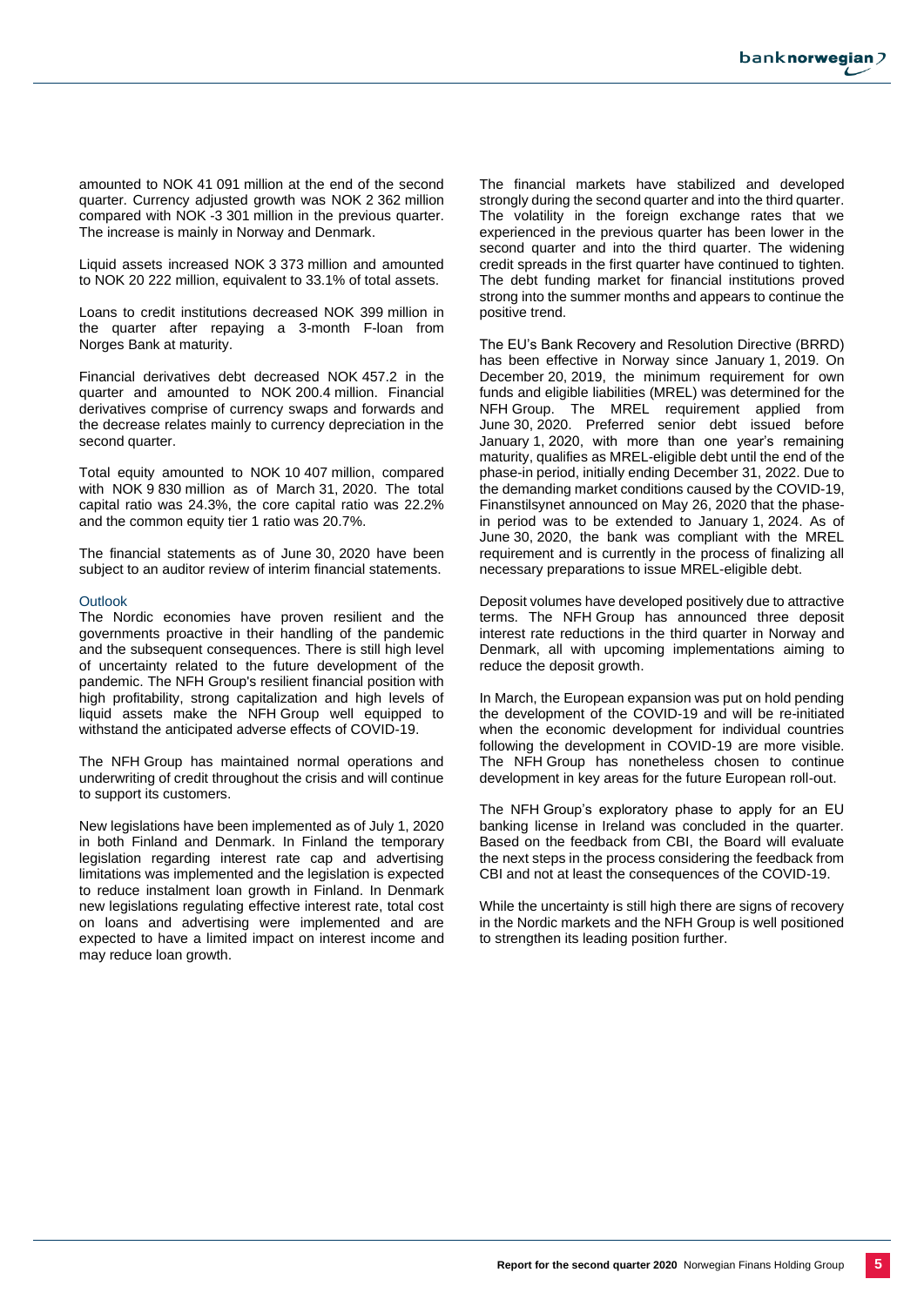amounted to NOK 41 091 million at the end of the second quarter. Currency adjusted growth was NOK 2 362 million compared with NOK -3 301 million in the previous quarter. The increase is mainly in Norway and Denmark.

Liquid assets increased NOK 3 373 million and amounted to NOK 20 222 million, equivalent to 33.1% of total assets.

Loans to credit institutions decreased NOK 399 million in the quarter after repaying a 3-month F-loan from Norges Bank at maturity.

Financial derivatives debt decreased NOK 457.2 in the quarter and amounted to NOK 200.4 million. Financial derivatives comprise of currency swaps and forwards and the decrease relates mainly to currency depreciation in the second quarter.

Total equity amounted to NOK 10 407 million, compared with NOK 9 830 million as of March 31, 2020. The total capital ratio was 24.3%, the core capital ratio was 22.2% and the common equity tier 1 ratio was 20.7%.

The financial statements as of June 30, 2020 have been subject to an auditor review of interim financial statements.

## Outlook

The Nordic economies have proven resilient and the governments proactive in their handling of the pandemic and the subsequent consequences. There is still high level of uncertainty related to the future development of the pandemic. The NFH Group's resilient financial position with high profitability, strong capitalization and high levels of liquid assets make the NFH Group well equipped to withstand the anticipated adverse effects of COVID-19.

The NFH Group has maintained normal operations and underwriting of credit throughout the crisis and will continue to support its customers.

New legislations have been implemented as of July 1, 2020 in both Finland and Denmark. In Finland the temporary legislation regarding interest rate cap and advertising limitations was implemented and the legislation is expected to reduce instalment loan growth in Finland. In Denmark new legislations regulating effective interest rate, total cost on loans and advertising were implemented and are expected to have a limited impact on interest income and may reduce loan growth.

The financial markets have stabilized and developed strongly during the second quarter and into the third quarter. The volatility in the foreign exchange rates that we experienced in the previous quarter has been lower in the second quarter and into the third quarter. The widening credit spreads in the first quarter have continued to tighten. The debt funding market for financial institutions proved strong into the summer months and appears to continue the positive trend.

The EU's Bank Recovery and Resolution Directive (BRRD) has been effective in Norway since January 1, 2019. On December 20, 2019, the minimum requirement for own funds and eligible liabilities (MREL) was determined for the NFH Group. The MREL requirement applied from June 30, 2020. Preferred senior debt issued before January 1, 2020, with more than one year's remaining maturity, qualifies as MREL-eligible debt until the end of the phase-in period, initially ending December 31, 2022. Due to the demanding market conditions caused by the COVID-19, Finanstilsynet announced on May 26, 2020 that the phase-in period was to be extended to January 1, 2024. As of June 30, 2020, the bank was compliant with the MREL requirement and is currently in the process of finalizing all necessary preparations to issue MREL-eligible debt.

Deposit volumes have developed positively due to attractive terms. The NFH Group has announced three deposit interest rate reductions in the third quarter in Norway and Denmark, all with upcoming implementations aiming to reduce the deposit growth.

In March, the European expansion was put on hold pending the development of the COVID-19 and will be re-initiated when the economic development for individual countries following the development in COVID-19 are more visible. The NFH Group has nonetheless chosen to continue development in key areas for the future European roll-out.

The NFH Group's exploratory phase to apply for an EU banking license in Ireland was concluded in the quarter. Based on the feedback from CBI, the Board will evaluate the next steps in the process considering the feedback from CBI and not at least the consequences of the COVID-19.

While the uncertainty is still high there are signs of recovery in the Nordic markets and the NFH Group is well positioned to strengthen its leading position further.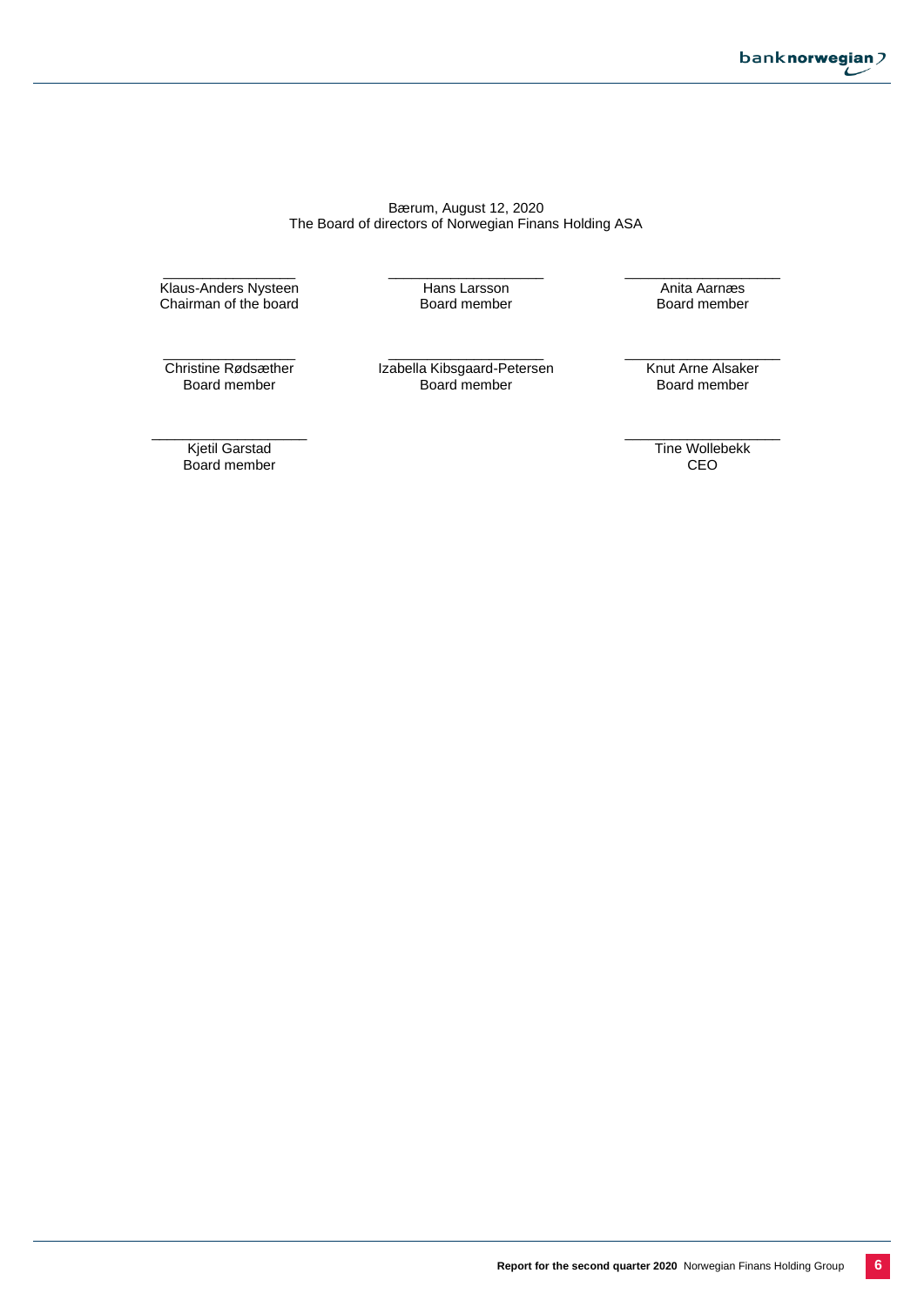Bærum, August 12, 2020
The Board of directors of Norwegian Finans Holding ASA

| | | |
|---|---|---|
| \_\_\_\_\_\_\_\_\_\_\_\_\_\_\_\_\_\_<br>Klaus-Anders Nysteen<br>Chairman of the board | \_\_\_\_\_\_\_\_\_\_\_\_\_\_\_\_\_\_<br>Hans Larsson<br>Board member | \_\_\_\_\_\_\_\_\_\_\_\_\_\_\_\_\_\_<br>Anita Aarnæs<br>Board member |
| \_\_\_\_\_\_\_\_\_\_\_\_\_\_\_\_\_\_<br>Christine Rødsæther<br>Board member | \_\_\_\_\_\_\_\_\_\_\_\_\_\_\_\_\_\_<br>Izabella Kibsgaard-Petersen<br>Board member | \_\_\_\_\_\_\_\_\_\_\_\_\_\_\_\_\_\_<br>Knut Arne Alsaker<br>Board member |
| \_\_\_\_\_\_\_\_\_\_\_\_\_\_\_\_\_\_<br>Kjetil Garstad<br>Board member | | \_\_\_\_\_\_\_\_\_\_\_\_\_\_\_\_\_\_<br>Tine Wollebekk<br>CEO |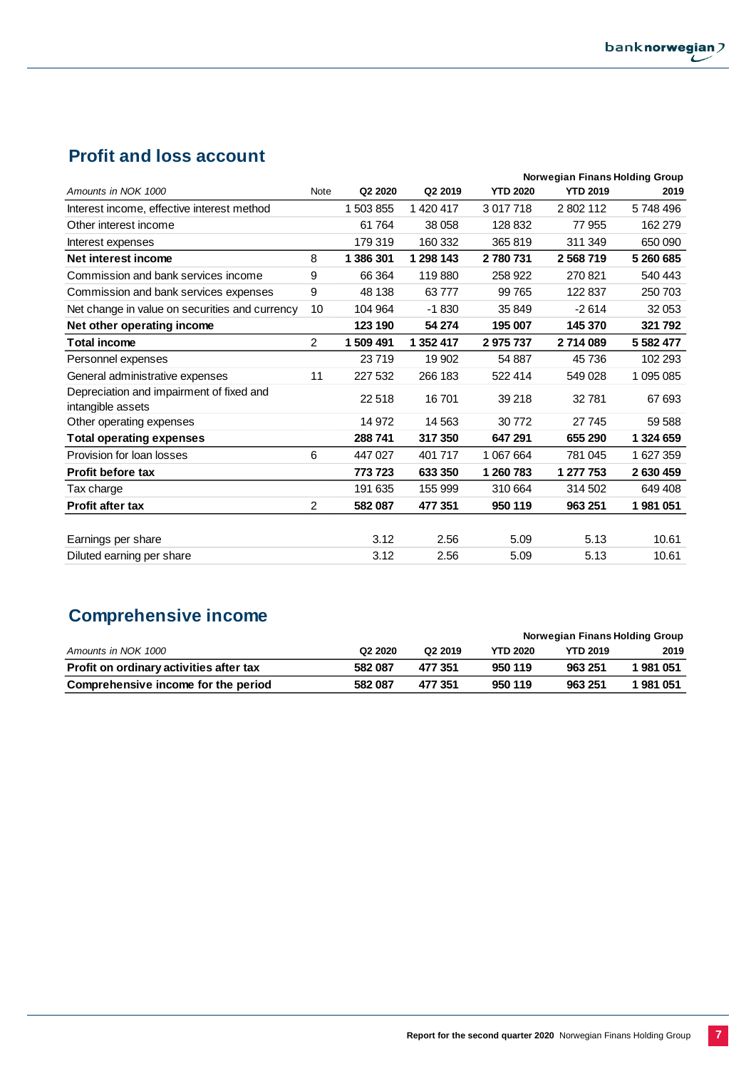## Profit and loss account

| Amounts in NOK 1000 | Note | Q2 2020 | Q2 2019 | YTD 2020 | YTD 2019 | 2019 |
|---|---|---|---|---|---|---|
| | | Norwegian Finans Holding Group | | | | |
| Interest income, effective interest method | | 1 503 855 | 1 420 417 | 3 017 718 | 2 802 112 | 5 748 496 |
| Other interest income | | 61 764 | 38 058 | 128 832 | 77 955 | 162 279 |
| Interest expenses | | 179 319 | 160 332 | 365 819 | 311 349 | 650 090 |
| **Net interest income** | 8 | **1 386 301** | **1 298 143** | **2 780 731** | **2 568 719** | **5 260 685** |
| Commission and bank services income | 9 | 66 364 | 119 880 | 258 922 | 270 821 | 540 443 |
| Commission and bank services expenses | 9 | 48 138 | 63 777 | 99 765 | 122 837 | 250 703 |
| Net change in value on securities and currency | 10 | 104 964 | -1 830 | 35 849 | -2 614 | 32 053 |
| **Net other operating income** | | **123 190** | **54 274** | **195 007** | **145 370** | **321 792** |
| **Total income** | 2 | **1 509 491** | **1 352 417** | **2 975 737** | **2 714 089** | **5 582 477** |
| Personnel expenses | | 23 719 | 19 902 | 54 887 | 45 736 | 102 293 |
| General administrative expenses | 11 | 227 532 | 266 183 | 522 414 | 549 028 | 1 095 085 |
| Depreciation and impairment of fixed and intangible assets | | 22 518 | 16 701 | 39 218 | 32 781 | 67 693 |
| Other operating expenses | | 14 972 | 14 563 | 30 772 | 27 745 | 59 588 |
| **Total operating expenses** | | **288 741** | **317 350** | **647 291** | **655 290** | **1 324 659** |
| Provision for loan losses | 6 | 447 027 | 401 717 | 1 067 664 | 781 045 | 1 627 359 |
| **Profit before tax** | | **773 723** | **633 350** | **1 260 783** | **1 277 753** | **2 630 459** |
| Tax charge | | 191 635 | 155 999 | 310 664 | 314 502 | 649 408 |
| **Profit after tax** | 2 | **582 087** | **477 351** | **950 119** | **963 251** | **1 981 051** |
| | | | | | | |
| Earnings per share | | 3.12 | 2.56 | 5.09 | 5.13 | 10.61 |
| Diluted earning per share | | 3.12 | 2.56 | 5.09 | 5.13 | 10.61 |

## Comprehensive income

| Amounts in NOK 1000 | Q2 2020 | Q2 2019 | YTD 2020 | YTD 2019 | 2019 |
|---|---|---|---|---|---|
| | Norwegian Finans Holding Group | | | | |
| **Profit on ordinary activities after tax** | **582 087** | **477 351** | **950 119** | **963 251** | **1 981 051** |
| **Comprehensive income for the period** | **582 087** | **477 351** | **950 119** | **963 251** | **1 981 051** |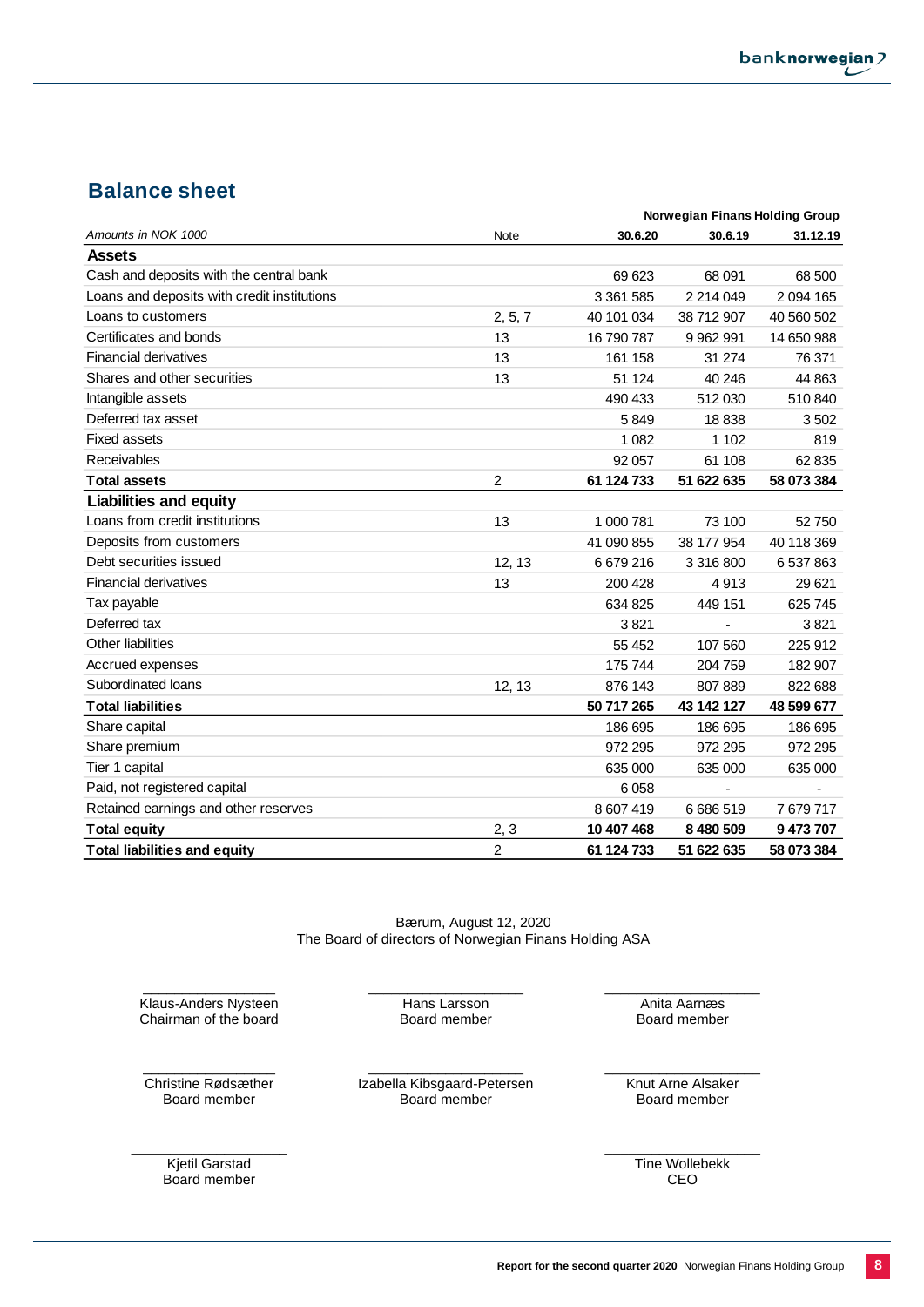## Balance sheet

| Amounts in NOK 1000 | Note | Norwegian Finans Holding Group 30.6.20 | 30.6.19 | 31.12.19 |
|---|---|---|---|---|
| **Assets** | | | | |
| Cash and deposits with the central bank | | 69 623 | 68 091 | 68 500 |
| Loans and deposits with credit institutions | | 3 361 585 | 2 214 049 | 2 094 165 |
| Loans to customers | 2, 5, 7 | 40 101 034 | 38 712 907 | 40 560 502 |
| Certificates and bonds | 13 | 16 790 787 | 9 962 991 | 14 650 988 |
| Financial derivatives | 13 | 161 158 | 31 274 | 76 371 |
| Shares and other securities | 13 | 51 124 | 40 246 | 44 863 |
| Intangible assets | | 490 433 | 512 030 | 510 840 |
| Deferred tax asset | | 5 849 | 18 838 | 3 502 |
| Fixed assets | | 1 082 | 1 102 | 819 |
| Receivables | | 92 057 | 61 108 | 62 835 |
| **Total assets** | 2 | **61 124 733** | **51 622 635** | **58 073 384** |
| **Liabilities and equity** | | | | |
| Loans from credit institutions | 13 | 1 000 781 | 73 100 | 52 750 |
| Deposits from customers | | 41 090 855 | 38 177 954 | 40 118 369 |
| Debt securities issued | 12, 13 | 6 679 216 | 3 316 800 | 6 537 863 |
| Financial derivatives | 13 | 200 428 | 4 913 | 29 621 |
| Tax payable | | 634 825 | 449 151 | 625 745 |
| Deferred tax | | 3 821 | - | 3 821 |
| Other liabilities | | 55 452 | 107 560 | 225 912 |
| Accrued expenses | | 175 744 | 204 759 | 182 907 |
| Subordinated loans | 12, 13 | 876 143 | 807 889 | 822 688 |
| **Total liabilities** | | **50 717 265** | **43 142 127** | **48 599 677** |
| Share capital | | 186 695 | 186 695 | 186 695 |
| Share premium | | 972 295 | 972 295 | 972 295 |
| Tier 1 capital | | 635 000 | 635 000 | 635 000 |
| Paid, not registered capital | | 6 058 | - | - |
| Retained earnings and other reserves | | 8 607 419 | 6 686 519 | 7 679 717 |
| **Total equity** | 2, 3 | **10 407 468** | **8 480 509** | **9 473 707** |
| **Total liabilities and equity** | 2 | **61 124 733** | **51 622 635** | **58 073 384** |

Bærum, August 12, 2020
The Board of directors of Norwegian Finans Holding ASA

Klaus-Anders Nysteen
Chairman of the board

Hans Larsson
Board member

Anita Aarnæs
Board member

Christine Rødsæther
Board member

Izabella Kibsgaard-Petersen
Board member

Knut Arne Alsaker
Board member

Kjetil Garstad
Board member

Tine Wollebekk
CEO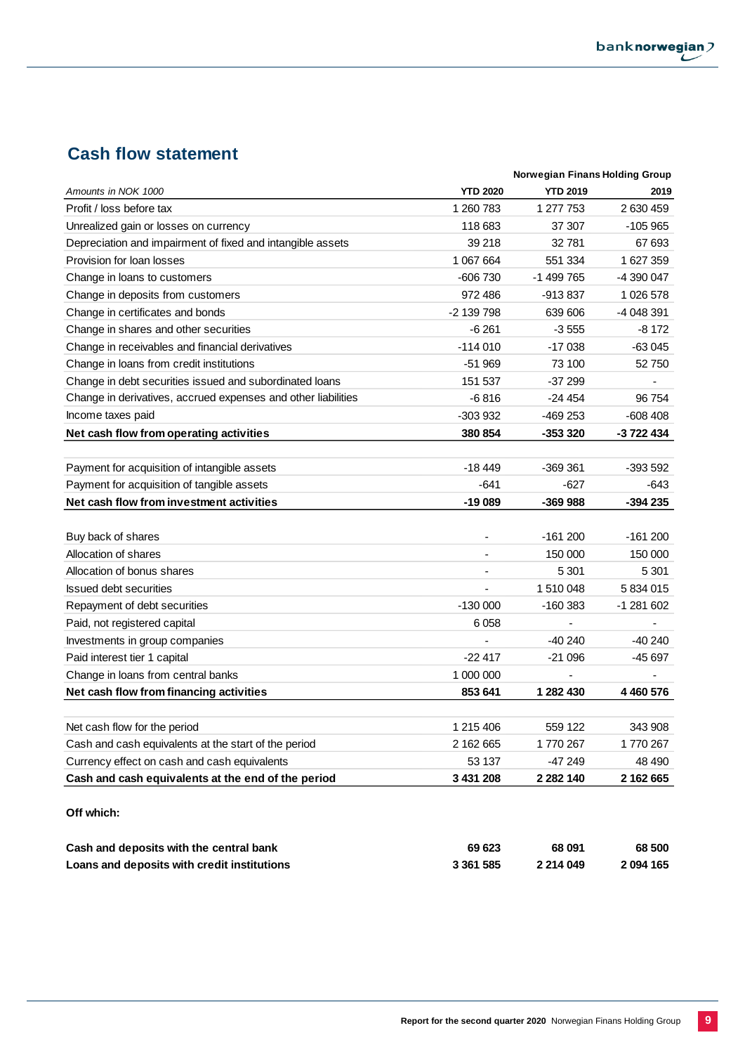## Cash flow statement

| Amounts in NOK 1000 | Norwegian Finans Holding Group | | |
|---|---|---|---|
| | YTD 2020 | YTD 2019 | 2019 |
| Profit / loss before tax | 1 260 783 | 1 277 753 | 2 630 459 |
| Unrealized gain or losses on currency | 118 683 | 37 307 | -105 965 |
| Depreciation and impairment of fixed and intangible assets | 39 218 | 32 781 | 67 693 |
| Provision for loan losses | 1 067 664 | 551 334 | 1 627 359 |
| Change in loans to customers | -606 730 | -1 499 765 | -4 390 047 |
| Change in deposits from customers | 972 486 | -913 837 | 1 026 578 |
| Change in certificates and bonds | -2 139 798 | 639 606 | -4 048 391 |
| Change in shares and other securities | -6 261 | -3 555 | -8 172 |
| Change in receivables and financial derivatives | -114 010 | -17 038 | -63 045 |
| Change in loans from credit institutions | -51 969 | 73 100 | 52 750 |
| Change in debt securities issued and subordinated loans | 151 537 | -37 299 | - |
| Change in derivatives, accrued expenses and other liabilities | -6 816 | -24 454 | 96 754 |
| Income taxes paid | -303 932 | -469 253 | -608 408 |
| **Net cash flow from operating activities** | **380 854** | **-353 320** | **-3 722 434** |
| | | | |
| Payment for acquisition of intangible assets | -18 449 | -369 361 | -393 592 |
| Payment for acquisition of tangible assets | -641 | -627 | -643 |
| **Net cash flow from investment activities** | **-19 089** | **-369 988** | **-394 235** |
| | | | |
| Buy back of shares | - | -161 200 | -161 200 |
| Allocation of shares | - | 150 000 | 150 000 |
| Allocation of bonus shares | - | 5 301 | 5 301 |
| Issued debt securities | - | 1 510 048 | 5 834 015 |
| Repayment of debt securities | -130 000 | -160 383 | -1 281 602 |
| Paid, not registered capital | 6 058 | - | - |
| Investments in group companies | - | -40 240 | -40 240 |
| Paid interest tier 1 capital | -22 417 | -21 096 | -45 697 |
| Change in loans from central banks | 1 000 000 | - | - |
| **Net cash flow from financing activities** | **853 641** | **1 282 430** | **4 460 576** |
| | | | |
| Net cash flow for the period | 1 215 406 | 559 122 | 343 908 |
| Cash and cash equivalents at the start of the period | 2 162 665 | 1 770 267 | 1 770 267 |
| Currency effect on cash and cash equivalents | 53 137 | -47 249 | 48 490 |
| **Cash and cash equivalents at the end of the period** | **3 431 208** | **2 282 140** | **2 162 665** |
| | | | |
| **Off which:** | | | |
| | | | |
| **Cash and deposits with the central bank** | **69 623** | **68 091** | **68 500** |
| **Loans and deposits with credit institutions** | **3 361 585** | **2 214 049** | **2 094 165** |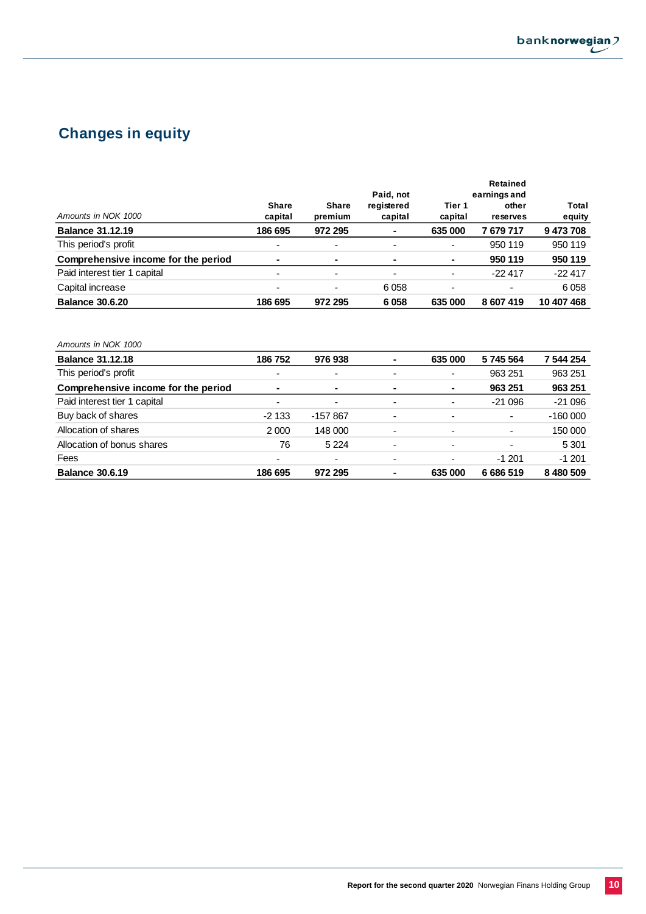## Changes in equity

| *Amounts in NOK 1000* | Share capital | Share premium | Paid, not registered capital | Tier 1 capital | Retained earnings and other reserves | Total equity |
|---|---|---|---|---|---|---|
| **Balance 31.12.19** | **186 695** | **972 295** | **-** | **635 000** | **7 679 717** | **9 473 708** |
| This period's profit | - | - | - | - | 950 119 | 950 119 |
| **Comprehensive income for the period** | **-** | **-** | **-** | **-** | **950 119** | **950 119** |
| Paid interest tier 1 capital | - | - | - | - | -22 417 | -22 417 |
| Capital increase | - | - | 6 058 | - | - | 6 058 |
| **Balance 30.6.20** | **186 695** | **972 295** | **6 058** | **635 000** | **8 607 419** | **10 407 468** |

| *Amounts in NOK 1000* | Share capital | Share premium | Paid, not registered capital | Tier 1 capital | Retained earnings and other reserves | Total equity |
|---|---|---|---|---|---|---|
| **Balance 31.12.18** | **186 752** | **976 938** | **-** | **635 000** | **5 745 564** | **7 544 254** |
| This period's profit | - | - | - | - | 963 251 | 963 251 |
| **Comprehensive income for the period** | **-** | **-** | **-** | **-** | **963 251** | **963 251** |
| Paid interest tier 1 capital | - | - | - | - | -21 096 | -21 096 |
| Buy back of shares | -2 133 | -157 867 | - | - | - | -160 000 |
| Allocation of shares | 2 000 | 148 000 | - | - | - | 150 000 |
| Allocation of bonus shares | 76 | 5 224 | - | - | - | 5 301 |
| Fees | - | - | - | - | -1 201 | -1 201 |
| **Balance 30.6.19** | **186 695** | **972 295** | **-** | **635 000** | **6 686 519** | **8 480 509** |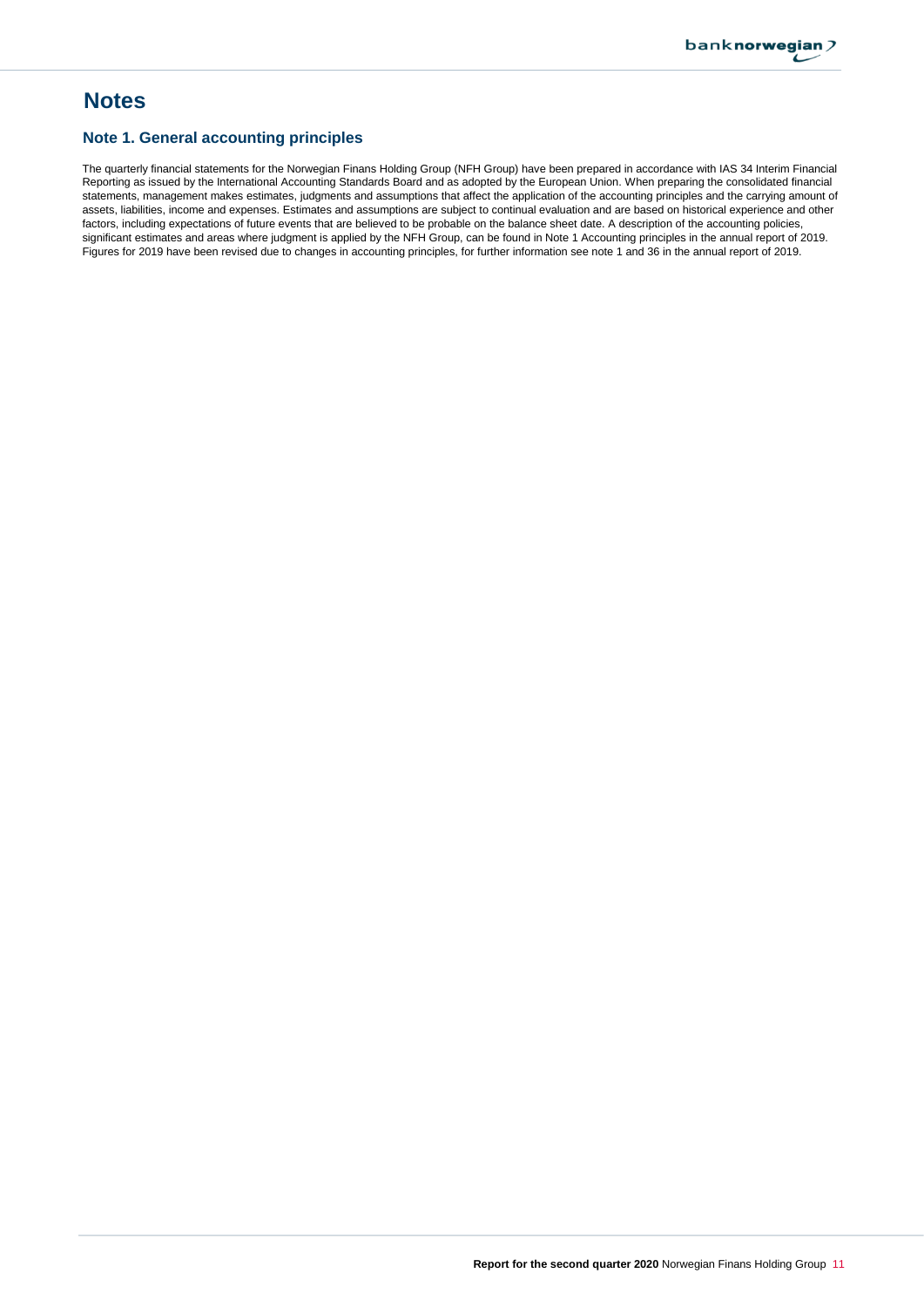# Notes

## Note 1. General accounting principles

The quarterly financial statements for the Norwegian Finans Holding Group (NFH Group) have been prepared in accordance with IAS 34 Interim Financial Reporting as issued by the International Accounting Standards Board and as adopted by the European Union. When preparing the consolidated financial statements, management makes estimates, judgments and assumptions that affect the application of the accounting principles and the carrying amount of assets, liabilities, income and expenses. Estimates and assumptions are subject to continual evaluation and are based on historical experience and other factors, including expectations of future events that are believed to be probable on the balance sheet date. A description of the accounting policies, significant estimates and areas where judgment is applied by the NFH Group, can be found in Note 1 Accounting principles in the annual report of 2019. Figures for 2019 have been revised due to changes in accounting principles, for further information see note 1 and 36 in the annual report of 2019.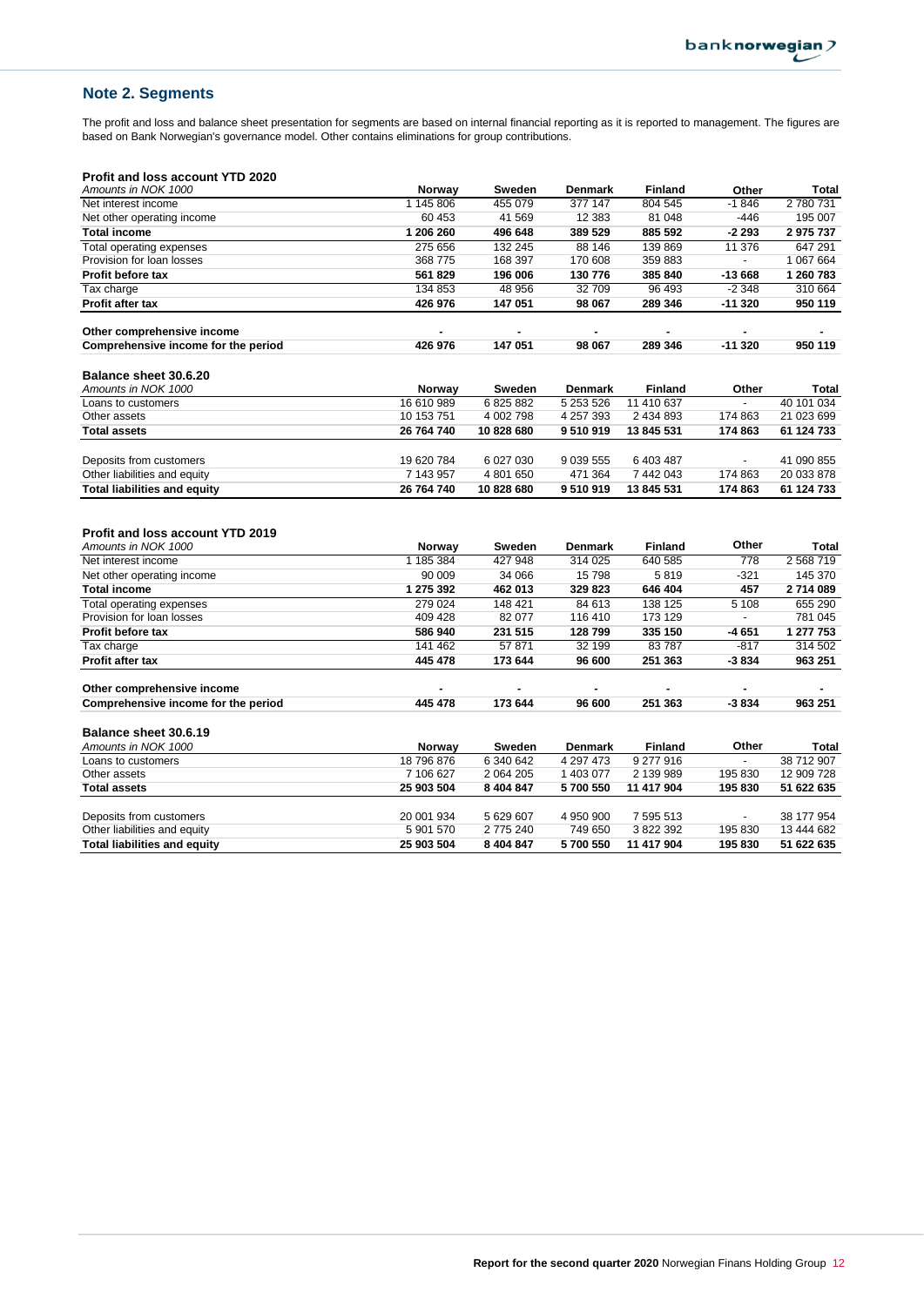## Note 2. Segments

The profit and loss and balance sheet presentation for segments are based on internal financial reporting as it is reported to management. The figures are based on Bank Norwegian's governance model. Other contains eliminations for group contributions.

**Profit and loss account YTD 2020**

| *Amounts in NOK 1000* | Norway | Sweden | Denmark | Finland | Other | Total |
|---|---|---|---|---|---|---|
| Net interest income | 1 145 806 | 455 079 | 377 147 | 804 545 | -1 846 | 2 780 731 |
| Net other operating income | 60 453 | 41 569 | 12 383 | 81 048 | -446 | 195 007 |
| **Total income** | **1 206 260** | **496 648** | **389 529** | **885 592** | **-2 293** | **2 975 737** |
| Total operating expenses | 275 656 | 132 245 | 88 146 | 139 869 | 11 376 | 647 291 |
| Provision for loan losses | 368 775 | 168 397 | 170 608 | 359 883 | - | 1 067 664 |
| **Profit before tax** | **561 829** | **196 006** | **130 776** | **385 840** | **-13 668** | **1 260 783** |
| Tax charge | 134 853 | 48 956 | 32 709 | 96 493 | -2 348 | 310 664 |
| **Profit after tax** | **426 976** | **147 051** | **98 067** | **289 346** | **-11 320** | **950 119** |
| | | | | | | |
| **Other comprehensive income** | **-** | **-** | **-** | **-** | **-** | **-** |
| **Comprehensive income for the period** | **426 976** | **147 051** | **98 067** | **289 346** | **-11 320** | **950 119** |

**Balance sheet 30.6.20**

| *Amounts in NOK 1000* | Norway | Sweden | Denmark | Finland | Other | Total |
|---|---|---|---|---|---|---|
| Loans to customers | 16 610 989 | 6 825 882 | 5 253 526 | 11 410 637 | - | 40 101 034 |
| Other assets | 10 153 751 | 4 002 798 | 4 257 393 | 2 434 893 | 174 863 | 21 023 699 |
| **Total assets** | **26 764 740** | **10 828 680** | **9 510 919** | **13 845 531** | **174 863** | **61 124 733** |
| | | | | | | |
| Deposits from customers | 19 620 784 | 6 027 030 | 9 039 555 | 6 403 487 | - | 41 090 855 |
| Other liabilities and equity | 7 143 957 | 4 801 650 | 471 364 | 7 442 043 | 174 863 | 20 033 878 |
| **Total liabilities and equity** | **26 764 740** | **10 828 680** | **9 510 919** | **13 845 531** | **174 863** | **61 124 733** |

**Profit and loss account YTD 2019**

| *Amounts in NOK 1000* | Norway | Sweden | Denmark | Finland | Other | Total |
|---|---|---|---|---|---|---|
| Net interest income | 1 185 384 | 427 948 | 314 025 | 640 585 | 778 | 2 568 719 |
| Net other operating income | 90 009 | 34 066 | 15 798 | 5 819 | -321 | 145 370 |
| **Total income** | **1 275 392** | **462 013** | **329 823** | **646 404** | **457** | **2 714 089** |
| Total operating expenses | 279 024 | 148 421 | 84 613 | 138 125 | 5 108 | 655 290 |
| Provision for loan losses | 409 428 | 82 077 | 116 410 | 173 129 | - | 781 045 |
| **Profit before tax** | **586 940** | **231 515** | **128 799** | **335 150** | **-4 651** | **1 277 753** |
| Tax charge | 141 462 | 57 871 | 32 199 | 83 787 | -817 | 314 502 |
| **Profit after tax** | **445 478** | **173 644** | **96 600** | **251 363** | **-3 834** | **963 251** |
| | | | | | | |
| **Other comprehensive income** | **-** | **-** | **-** | **-** | **-** | **-** |
| **Comprehensive income for the period** | **445 478** | **173 644** | **96 600** | **251 363** | **-3 834** | **963 251** |

**Balance sheet 30.6.19**

| *Amounts in NOK 1000* | Norway | Sweden | Denmark | Finland | Other | Total |
|---|---|---|---|---|---|---|
| Loans to customers | 18 796 876 | 6 340 642 | 4 297 473 | 9 277 916 | - | 38 712 907 |
| Other assets | 7 106 627 | 2 064 205 | 1 403 077 | 2 139 989 | 195 830 | 12 909 728 |
| **Total assets** | **25 903 504** | **8 404 847** | **5 700 550** | **11 417 904** | **195 830** | **51 622 635** |
| | | | | | | |
| Deposits from customers | 20 001 934 | 5 629 607 | 4 950 900 | 7 595 513 | - | 38 177 954 |
| Other liabilities and equity | 5 901 570 | 2 775 240 | 749 650 | 3 822 392 | 195 830 | 13 444 682 |
| **Total liabilities and equity** | **25 903 504** | **8 404 847** | **5 700 550** | **11 417 904** | **195 830** | **51 622 635** |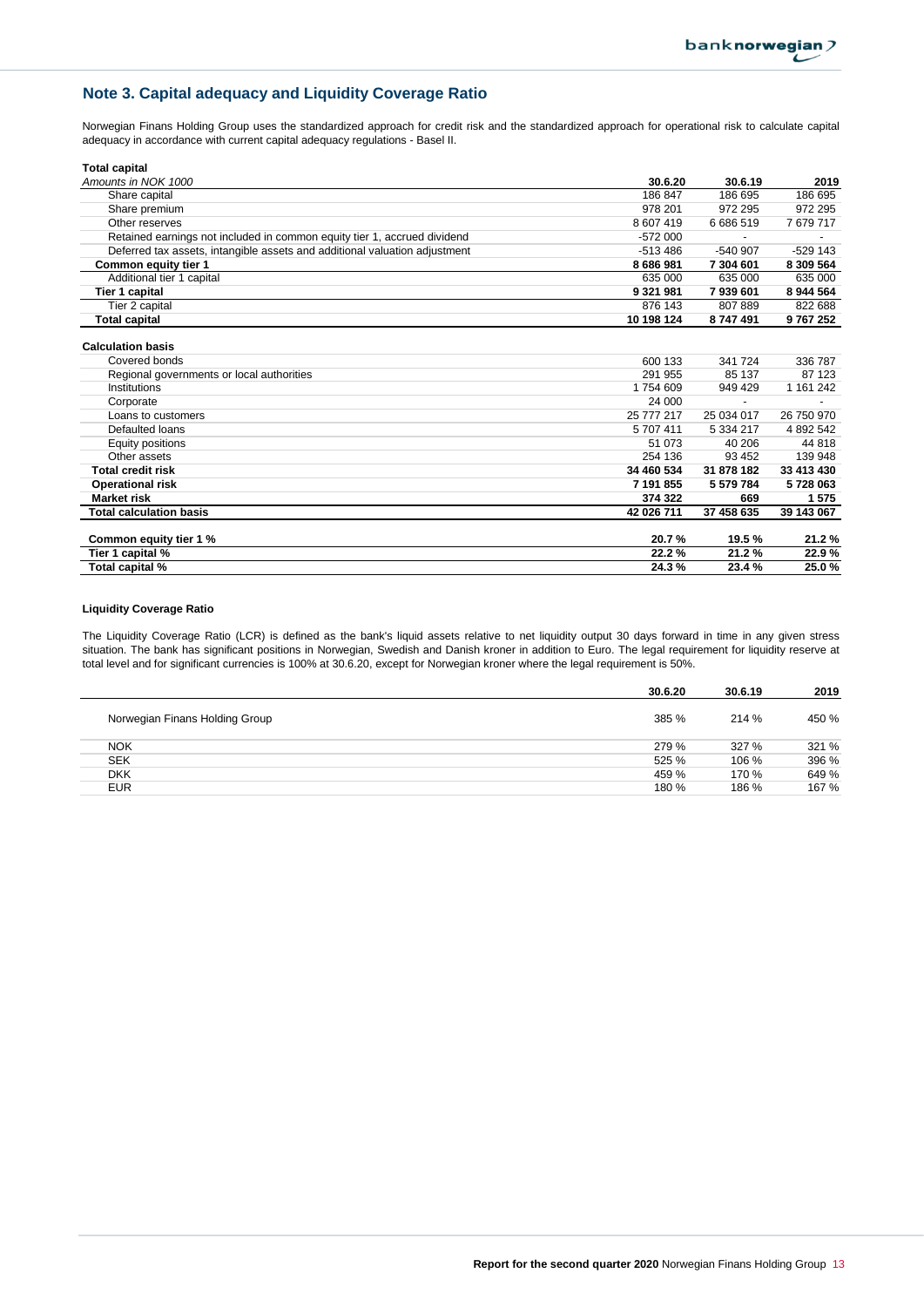## Note 3. Capital adequacy and Liquidity Coverage Ratio

Norwegian Finans Holding Group uses the standardized approach for credit risk and the standardized approach for operational risk to calculate capital adequacy in accordance with current capital adequacy regulations - Basel II.

**Total capital**

| *Amounts in NOK 1000* | 30.6.20 | 30.6.19 | 2019 |
|---|---|---|---|
| Share capital | 186 847 | 186 695 | 186 695 |
| Share premium | 978 201 | 972 295 | 972 295 |
| Other reserves | 8 607 419 | 6 686 519 | 7 679 717 |
| Retained earnings not included in common equity tier 1, accrued dividend | -572 000 | - | - |
| Deferred tax assets, intangible assets and additional valuation adjustment | -513 486 | -540 907 | -529 143 |
| **Common equity tier 1** | **8 686 981** | **7 304 601** | **8 309 564** |
| Additional tier 1 capital | 635 000 | 635 000 | 635 000 |
| **Tier 1 capital** | **9 321 981** | **7 939 601** | **8 944 564** |
| Tier 2 capital | 876 143 | 807 889 | 822 688 |
| **Total capital** | **10 198 124** | **8 747 491** | **9 767 252** |

**Calculation basis**

| | 30.6.20 | 30.6.19 | 2019 |
|---|---|---|---|
| Covered bonds | 600 133 | 341 724 | 336 787 |
| Regional governments or local authorities | 291 955 | 85 137 | 87 123 |
| Institutions | 1 754 609 | 949 429 | 1 161 242 |
| Corporate | 24 000 | - | - |
| Loans to customers | 25 777 217 | 25 034 017 | 26 750 970 |
| Defaulted loans | 5 707 411 | 5 334 217 | 4 892 542 |
| Equity positions | 51 073 | 40 206 | 44 818 |
| Other assets | 254 136 | 93 452 | 139 948 |
| **Total credit risk** | **34 460 534** | **31 878 182** | **33 413 430** |
| **Operational risk** | **7 191 855** | **5 579 784** | **5 728 063** |
| **Market risk** | **374 322** | **669** | **1 575** |
| **Total calculation basis** | **42 026 711** | **37 458 635** | **39 143 067** |
| | | | |
| **Common equity tier 1 %** | **20.7 %** | **19.5 %** | **21.2 %** |
| **Tier 1 capital %** | **22.2 %** | **21.2 %** | **22.9 %** |
| **Total capital %** | **24.3 %** | **23.4 %** | **25.0 %** |

**Liquidity Coverage Ratio**

The Liquidity Coverage Ratio (LCR) is defined as the bank's liquid assets relative to net liquidity output 30 days forward in time in any given stress situation. The bank has significant positions in Norwegian, Swedish and Danish kroner in addition to Euro. The legal requirement for liquidity reserve at total level and for significant currencies is 100% at 30.6.20, except for Norwegian kroner where the legal requirement is 50%.

| | 30.6.20 | 30.6.19 | 2019 |
|---|---|---|---|
| Norwegian Finans Holding Group | 385 % | 214 % | 450 % |
| NOK | 279 % | 327 % | 321 % |
| SEK | 525 % | 106 % | 396 % |
| DKK | 459 % | 170 % | 649 % |
| EUR | 180 % | 186 % | 167 % |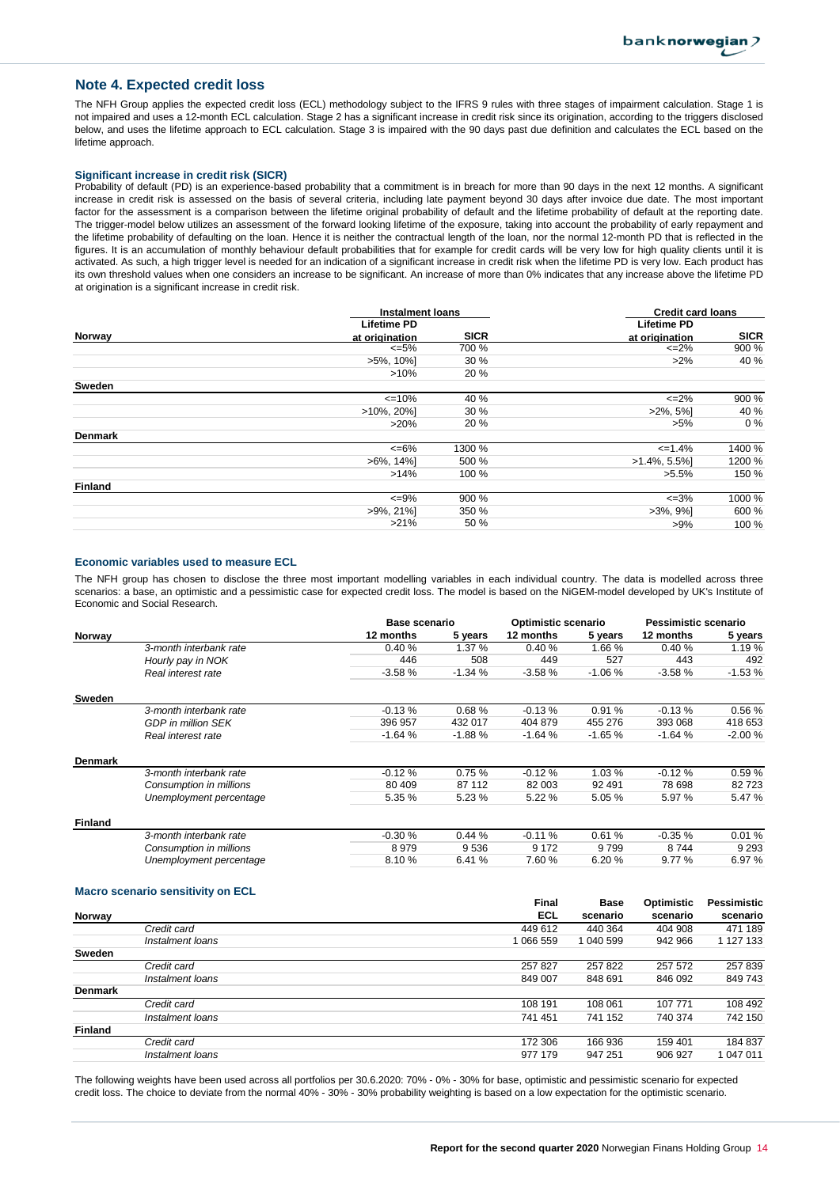## Note 4. Expected credit loss

The NFH Group applies the expected credit loss (ECL) methodology subject to the IFRS 9 rules with three stages of impairment calculation. Stage 1 is not impaired and uses a 12-month ECL calculation. Stage 2 has a significant increase in credit risk since its origination, according to the triggers disclosed below, and uses the lifetime approach to ECL calculation. Stage 3 is impaired with the 90 days past due definition and calculates the ECL based on the lifetime approach.

### Significant increase in credit risk (SICR)

Probability of default (PD) is an experience-based probability that a commitment is in breach for more than 90 days in the next 12 months. A significant increase in credit risk is assessed on the basis of several criteria, including late payment beyond 30 days after invoice due date. The most important factor for the assessment is a comparison between the lifetime original probability of default and the lifetime probability of default at the reporting date. The trigger-model below utilizes an assessment of the forward looking lifetime of the exposure, taking into account the probability of early repayment and the lifetime probability of defaulting on the loan. Hence it is neither the contractual length of the loan, nor the normal 12-month PD that is reflected in the figures. It is an accumulation of monthly behaviour default probabilities that for example for credit cards will be very low for high quality clients until it is activated. As such, a high trigger level is needed for an indication of a significant increase in credit risk when the lifetime PD is very low. Each product has its own threshold values when one considers an increase to be significant. An increase of more than 0% indicates that any increase above the lifetime PD at origination is a significant increase in credit risk.

| | Instalment loans | | Credit card loans | |
|---|---|---|---|---|
| **Norway** | Lifetime PD at origination | SICR | Lifetime PD at origination | SICR |
| | <=5% | 700 % | <=2% | 900 % |
| | >5%, 10%] | 30 % | >2% | 40 % |
| | >10% | 20 % | | |
| **Sweden** | | | | |
| | <=10% | 40 % | <=2% | 900 % |
| | >10%, 20%] | 30 % | >2%, 5%] | 40 % |
| | >20% | 20 % | >5% | 0 % |
| **Denmark** | | | | |
| | <=6% | 1300 % | <=1.4% | 1400 % |
| | >6%, 14%] | 500 % | >1.4%, 5.5%] | 1200 % |
| | >14% | 100 % | >5.5% | 150 % |
| **Finland** | | | | |
| | <=9% | 900 % | <=3% | 1000 % |
| | >9%, 21%] | 350 % | >3%, 9%] | 600 % |
| | >21% | 50 % | >9% | 100 % |

### Economic variables used to measure ECL

The NFH group has chosen to disclose the three most important modelling variables in each individual country. The data is modelled across three scenarios: a base, an optimistic and a pessimistic case for expected credit loss. The model is based on the NiGEM-model developed by UK's Institute of Economic and Social Research.

| | | Base scenario | | Optimistic scenario | | Pessimistic scenario | |
|---|---|---|---|---|---|---|---|
| **Norway** | | 12 months | 5 years | 12 months | 5 years | 12 months | 5 years |
| | *3-month interbank rate* | 0.40 % | 1.37 % | 0.40 % | 1.66 % | 0.40 % | 1.19 % |
| | *Hourly pay in NOK* | 446 | 508 | 449 | 527 | 443 | 492 |
| | *Real interest rate* | -3.58 % | -1.34 % | -3.58 % | -1.06 % | -3.58 % | -1.53 % |
| **Sweden** | | | | | | | |
| | *3-month interbank rate* | -0.13 % | 0.68 % | -0.13 % | 0.91 % | -0.13 % | 0.56 % |
| | *GDP in million SEK* | 396 957 | 432 017 | 404 879 | 455 276 | 393 068 | 418 653 |
| | *Real interest rate* | -1.64 % | -1.88 % | -1.64 % | -1.65 % | -1.64 % | -2.00 % |
| **Denmark** | | | | | | | |
| | *3-month interbank rate* | -0.12 % | 0.75 % | -0.12 % | 1.03 % | -0.12 % | 0.59 % |
| | *Consumption in millions* | 80 409 | 87 112 | 82 003 | 92 491 | 78 698 | 82 723 |
| | *Unemployment percentage* | 5.35 % | 5.23 % | 5.22 % | 5.05 % | 5.97 % | 5.47 % |
| **Finland** | | | | | | | |
| | *3-month interbank rate* | -0.30 % | 0.44 % | -0.11 % | 0.61 % | -0.35 % | 0.01 % |
| | *Consumption in millions* | 8 979 | 9 536 | 9 172 | 9 799 | 8 744 | 9 293 |
| | *Unemployment percentage* | 8.10 % | 6.41 % | 7.60 % | 6.20 % | 9.77 % | 6.97 % |

### Macro scenario sensitivity on ECL

| | | Final ECL | Base scenario | Optimistic scenario | Pessimistic scenario |
|---|---|---|---|---|---|
| **Norway** | | | | | |
| | *Credit card* | 449 612 | 440 364 | 404 908 | 471 189 |
| | *Instalment loans* | 1 066 559 | 1 040 599 | 942 966 | 1 127 133 |
| **Sweden** | | | | | |
| | *Credit card* | 257 827 | 257 822 | 257 572 | 257 839 |
| | *Instalment loans* | 849 007 | 848 691 | 846 092 | 849 743 |
| **Denmark** | | | | | |
| | *Credit card* | 108 191 | 108 061 | 107 771 | 108 492 |
| | *Instalment loans* | 741 451 | 741 152 | 740 374 | 742 150 |
| **Finland** | | | | | |
| | *Credit card* | 172 306 | 166 936 | 159 401 | 184 837 |
| | *Instalment loans* | 977 179 | 947 251 | 906 927 | 1 047 011 |

The following weights have been used across all portfolios per 30.6.2020: 70% - 0% - 30% for base, optimistic and pessimistic scenario for expected credit loss. The choice to deviate from the normal 40% - 30% - 30% probability weighting is based on a low expectation for the optimistic scenario.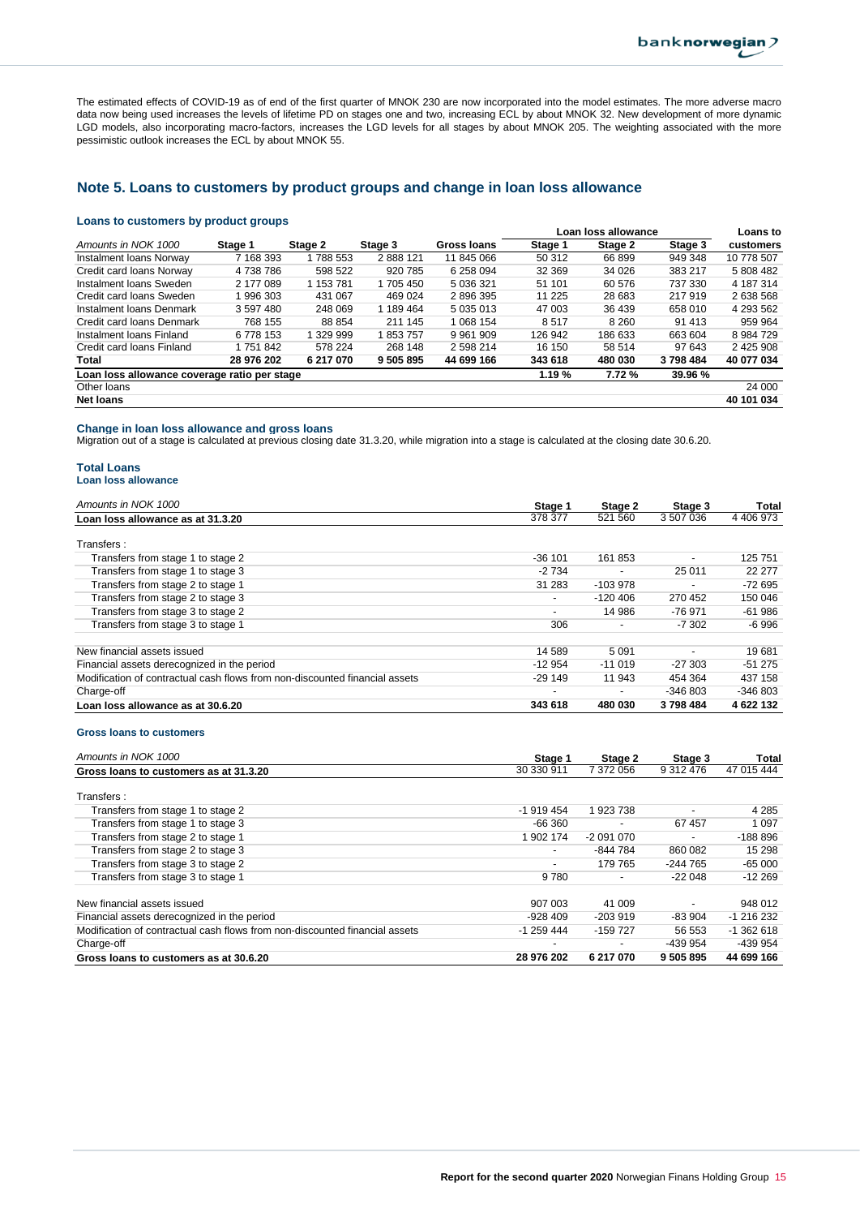The estimated effects of COVID-19 as of end of the first quarter of MNOK 230 are now incorporated into the model estimates. The more adverse macro data now being used increases the levels of lifetime PD on stages one and two, increasing ECL by about MNOK 32. New development of more dynamic LGD models, also incorporating macro-factors, increases the LGD levels for all stages by about MNOK 205. The weighting associated with the more pessimistic outlook increases the ECL by about MNOK 55.

## Note 5. Loans to customers by product groups and change in loan loss allowance

### Loans to customers by product groups

| | | | | | Loan loss allowance | | | Loans to |
|---|---|---|---|---|---|---|---|---|
| *Amounts in NOK 1000* | **Stage 1** | **Stage 2** | **Stage 3** | **Gross loans** | **Stage 1** | **Stage 2** | **Stage 3** | **customers** |
| Instalment loans Norway | 7 168 393 | 1 788 553 | 2 888 121 | 11 845 066 | 50 312 | 66 899 | 949 348 | 10 778 507 |
| Credit card loans Norway | 4 738 786 | 598 522 | 920 785 | 6 258 094 | 32 369 | 34 026 | 383 217 | 5 808 482 |
| Instalment loans Sweden | 2 177 089 | 1 153 781 | 1 705 450 | 5 036 321 | 51 101 | 60 576 | 737 330 | 4 187 314 |
| Credit card loans Sweden | 1 996 303 | 431 067 | 469 024 | 2 896 395 | 11 225 | 28 683 | 217 919 | 2 638 568 |
| Instalment loans Denmark | 3 597 480 | 248 069 | 1 189 464 | 5 035 013 | 47 003 | 36 439 | 658 010 | 4 293 562 |
| Credit card loans Denmark | 768 155 | 88 854 | 211 145 | 1 068 154 | 8 517 | 8 260 | 91 413 | 959 964 |
| Instalment loans Finland | 6 778 153 | 1 329 999 | 1 853 757 | 9 961 909 | 126 942 | 186 633 | 663 604 | 8 984 729 |
| Credit card loans Finland | 1 751 842 | 578 224 | 268 148 | 2 598 214 | 16 150 | 58 514 | 97 643 | 2 425 908 |
| **Total** | **28 976 202** | **6 217 070** | **9 505 895** | **44 699 166** | **343 618** | **480 030** | **3 798 484** | **40 077 034** |
| **Loan loss allowance coverage ratio per stage** | | | | | **1.19 %** | **7.72 %** | **39.96 %** | |
| Other loans | | | | | | | | 24 000 |
| **Net loans** | | | | | | | | **40 101 034** |

### Change in loan loss allowance and gross loans

Migration out of a stage is calculated at previous closing date 31.3.20, while migration into a stage is calculated at the closing date 30.6.20.

### Total Loans

#### Loan loss allowance

| *Amounts in NOK 1000* | **Stage 1** | **Stage 2** | **Stage 3** | **Total** |
|---|---|---|---|---|
| **Loan loss allowance as at 31.3.20** | 378 377 | 521 560 | 3 507 036 | 4 406 973 |
| Transfers : | | | | |
| Transfers from stage 1 to stage 2 | -36 101 | 161 853 | - | 125 751 |
| Transfers from stage 1 to stage 3 | -2 734 | - | 25 011 | 22 277 |
| Transfers from stage 2 to stage 1 | 31 283 | -103 978 | - | -72 695 |
| Transfers from stage 2 to stage 3 | - | -120 406 | 270 452 | 150 046 |
| Transfers from stage 3 to stage 2 | - | 14 986 | -76 971 | -61 986 |
| Transfers from stage 3 to stage 1 | 306 | - | -7 302 | -6 996 |
| New financial assets issued | 14 589 | 5 091 | - | 19 681 |
| Financial assets derecognized in the period | -12 954 | -11 019 | -27 303 | -51 275 |
| Modification of contractual cash flows from non-discounted financial assets | -29 149 | 11 943 | 454 364 | 437 158 |
| Charge-off | - | - | -346 803 | -346 803 |
| **Loan loss allowance as at 30.6.20** | **343 618** | **480 030** | **3 798 484** | **4 622 132** |

#### Gross loans to customers

| *Amounts in NOK 1000* | **Stage 1** | **Stage 2** | **Stage 3** | **Total** |
|---|---|---|---|---|
| **Gross loans to customers as at 31.3.20** | 30 330 911 | 7 372 056 | 9 312 476 | 47 015 444 |
| Transfers : | | | | |
| Transfers from stage 1 to stage 2 | -1 919 454 | 1 923 738 | - | 4 285 |
| Transfers from stage 1 to stage 3 | -66 360 | - | 67 457 | 1 097 |
| Transfers from stage 2 to stage 1 | 1 902 174 | -2 091 070 | - | -188 896 |
| Transfers from stage 2 to stage 3 | - | -844 784 | 860 082 | 15 298 |
| Transfers from stage 3 to stage 2 | - | 179 765 | -244 765 | -65 000 |
| Transfers from stage 3 to stage 1 | 9 780 | - | -22 048 | -12 269 |
| New financial assets issued | 907 003 | 41 009 | - | 948 012 |
| Financial assets derecognized in the period | -928 409 | -203 919 | -83 904 | -1 216 232 |
| Modification of contractual cash flows from non-discounted financial assets | -1 259 444 | -159 727 | 56 553 | -1 362 618 |
| Charge-off | - | - | -439 954 | -439 954 |
| **Gross loans to customers as at 30.6.20** | **28 976 202** | **6 217 070** | **9 505 895** | **44 699 166** |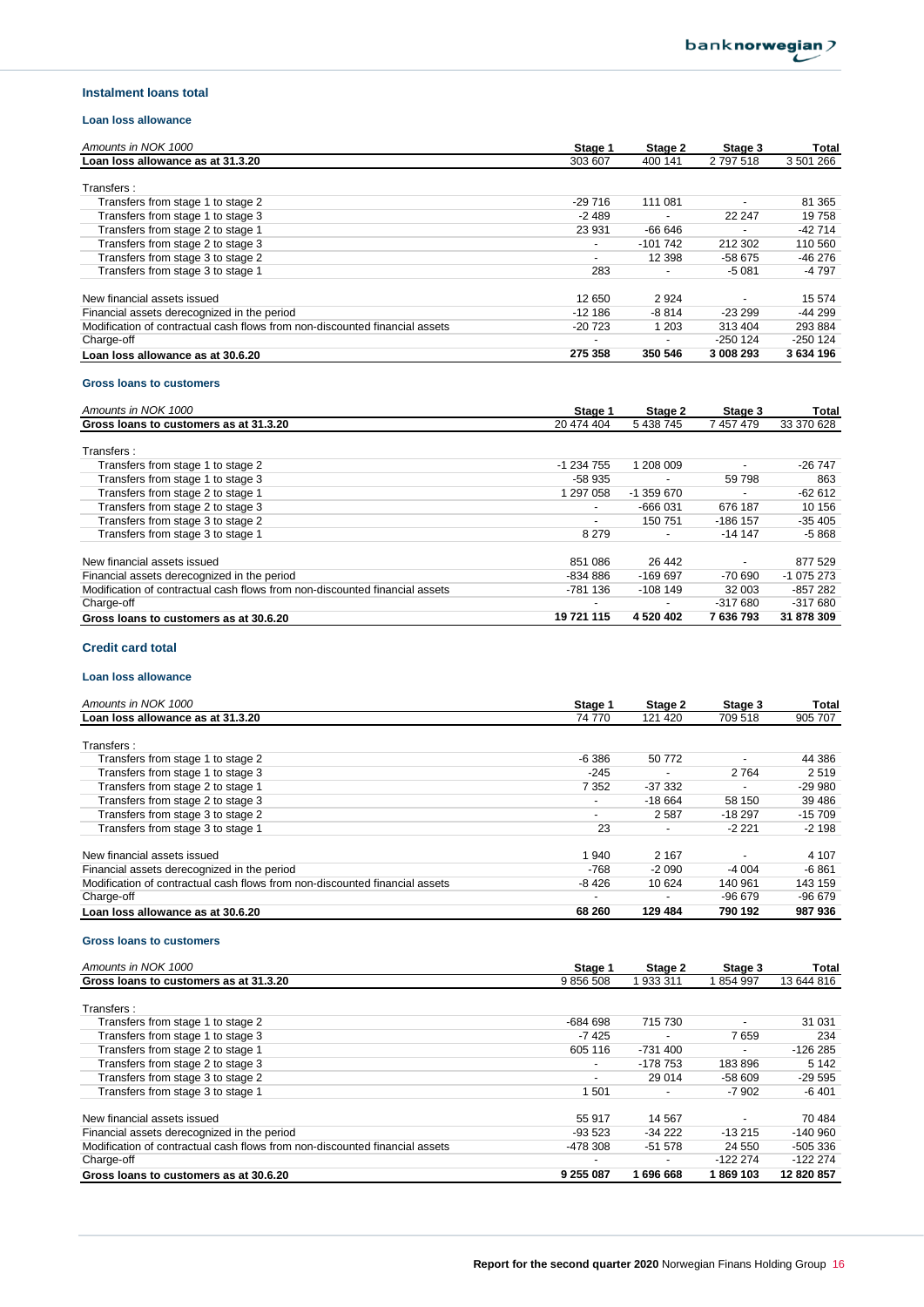## Instalment loans total

### Loan loss allowance

| Amounts in NOK 1000 | Stage 1 | Stage 2 | Stage 3 | Total |
|---|---|---|---|---|
| **Loan loss allowance as at 31.3.20** | 303 607 | 400 141 | 2 797 518 | 3 501 266 |
| | | | | |
| Transfers : | | | | |
| Transfers from stage 1 to stage 2 | -29 716 | 111 081 | - | 81 365 |
| Transfers from stage 1 to stage 3 | -2 489 | - | 22 247 | 19 758 |
| Transfers from stage 2 to stage 1 | 23 931 | -66 646 | - | -42 714 |
| Transfers from stage 2 to stage 3 | - | -101 742 | 212 302 | 110 560 |
| Transfers from stage 3 to stage 2 | - | 12 398 | -58 675 | -46 276 |
| Transfers from stage 3 to stage 1 | 283 | - | -5 081 | -4 797 |
| | | | | |
| New financial assets issued | 12 650 | 2 924 | - | 15 574 |
| Financial assets derecognized in the period | -12 186 | -8 814 | -23 299 | -44 299 |
| Modification of contractual cash flows from non-discounted financial assets | -20 723 | 1 203 | 313 404 | 293 884 |
| Charge-off | - | - | -250 124 | -250 124 |
| **Loan loss allowance as at 30.6.20** | **275 358** | **350 546** | **3 008 293** | **3 634 196** |

### Gross loans to customers

| Amounts in NOK 1000 | Stage 1 | Stage 2 | Stage 3 | Total |
|---|---|---|---|---|
| **Gross loans to customers as at 31.3.20** | 20 474 404 | 5 438 745 | 7 457 479 | 33 370 628 |
| | | | | |
| Transfers : | | | | |
| Transfers from stage 1 to stage 2 | -1 234 755 | 1 208 009 | - | -26 747 |
| Transfers from stage 1 to stage 3 | -58 935 | - | 59 798 | 863 |
| Transfers from stage 2 to stage 1 | 1 297 058 | -1 359 670 | - | -62 612 |
| Transfers from stage 2 to stage 3 | - | -666 031 | 676 187 | 10 156 |
| Transfers from stage 3 to stage 2 | - | 150 751 | -186 157 | -35 405 |
| Transfers from stage 3 to stage 1 | 8 279 | - | -14 147 | -5 868 |
| | | | | |
| New financial assets issued | 851 086 | 26 442 | - | 877 529 |
| Financial assets derecognized in the period | -834 886 | -169 697 | -70 690 | -1 075 273 |
| Modification of contractual cash flows from non-discounted financial assets | -781 136 | -108 149 | 32 003 | -857 282 |
| Charge-off | - | - | -317 680 | -317 680 |
| **Gross loans to customers as at 30.6.20** | **19 721 115** | **4 520 402** | **7 636 793** | **31 878 309** |

## Credit card total

### Loan loss allowance

| Amounts in NOK 1000 | Stage 1 | Stage 2 | Stage 3 | Total |
|---|---|---|---|---|
| **Loan loss allowance as at 31.3.20** | 74 770 | 121 420 | 709 518 | 905 707 |
| | | | | |
| Transfers : | | | | |
| Transfers from stage 1 to stage 2 | -6 386 | 50 772 | - | 44 386 |
| Transfers from stage 1 to stage 3 | -245 | - | 2 764 | 2 519 |
| Transfers from stage 2 to stage 1 | 7 352 | -37 332 | - | -29 980 |
| Transfers from stage 2 to stage 3 | - | -18 664 | 58 150 | 39 486 |
| Transfers from stage 3 to stage 2 | - | 2 587 | -18 297 | -15 709 |
| Transfers from stage 3 to stage 1 | 23 | - | -2 221 | -2 198 |
| | | | | |
| New financial assets issued | 1 940 | 2 167 | - | 4 107 |
| Financial assets derecognized in the period | -768 | -2 090 | -4 004 | -6 861 |
| Modification of contractual cash flows from non-discounted financial assets | -8 426 | 10 624 | 140 961 | 143 159 |
| Charge-off | - | - | -96 679 | -96 679 |
| **Loan loss allowance as at 30.6.20** | **68 260** | **129 484** | **790 192** | **987 936** |

### Gross loans to customers

| Amounts in NOK 1000 | Stage 1 | Stage 2 | Stage 3 | Total |
|---|---|---|---|---|
| **Gross loans to customers as at 31.3.20** | 9 856 508 | 1 933 311 | 1 854 997 | 13 644 816 |
| | | | | |
| Transfers : | | | | |
| Transfers from stage 1 to stage 2 | -684 698 | 715 730 | - | 31 031 |
| Transfers from stage 1 to stage 3 | -7 425 | - | 7 659 | 234 |
| Transfers from stage 2 to stage 1 | 605 116 | -731 400 | - | -126 285 |
| Transfers from stage 2 to stage 3 | - | -178 753 | 183 896 | 5 142 |
| Transfers from stage 3 to stage 2 | - | 29 014 | -58 609 | -29 595 |
| Transfers from stage 3 to stage 1 | 1 501 | - | -7 902 | -6 401 |
| | | | | |
| New financial assets issued | 55 917 | 14 567 | - | 70 484 |
| Financial assets derecognized in the period | -93 523 | -34 222 | -13 215 | -140 960 |
| Modification of contractual cash flows from non-discounted financial assets | -478 308 | -51 578 | 24 550 | -505 336 |
| Charge-off | - | - | -122 274 | -122 274 |
| **Gross loans to customers as at 30.6.20** | **9 255 087** | **1 696 668** | **1 869 103** | **12 820 857** |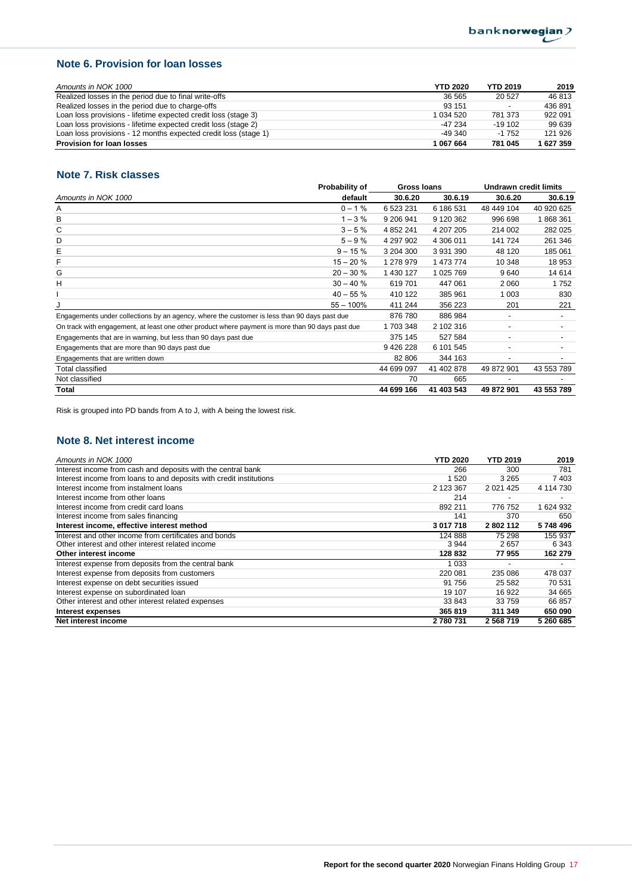## Note 6. Provision for loan losses

| *Amounts in NOK 1000* | YTD 2020 | YTD 2019 | 2019 |
|---|---|---|---|
| Realized losses in the period due to final write-offs | 36 565 | 20 527 | 46 813 |
| Realized losses in the period due to charge-offs | 93 151 | - | 436 891 |
| Loan loss provisions - lifetime expected credit loss (stage 3) | 1 034 520 | 781 373 | 922 091 |
| Loan loss provisions - lifetime expected credit loss (stage 2) | -47 234 | -19 102 | 99 639 |
| Loan loss provisions - 12 months expected credit loss (stage 1) | -49 340 | -1 752 | 121 926 |
| **Provision for loan losses** | **1 067 664** | **781 045** | **1 627 359** |

## Note 7. Risk classes

| | Probability of | Gross loans | | Undrawn credit limits | |
|---|---|---|---|---|---|
| *Amounts in NOK 1000* | default | 30.6.20 | 30.6.19 | 30.6.20 | 30.6.19 |
| A | 0 – 1 % | 6 523 231 | 6 186 531 | 48 449 104 | 40 920 625 |
| B | 1 – 3 % | 9 206 941 | 9 120 362 | 996 698 | 1 868 361 |
| C | 3 – 5 % | 4 852 241 | 4 207 205 | 214 002 | 282 025 |
| D | 5 – 9 % | 4 297 902 | 4 306 011 | 141 724 | 261 346 |
| E | 9 – 15 % | 3 204 300 | 3 931 390 | 48 120 | 185 061 |
| F | 15 – 20 % | 1 278 979 | 1 473 774 | 10 348 | 18 953 |
| G | 20 – 30 % | 1 430 127 | 1 025 769 | 9 640 | 14 614 |
| H | 30 – 40 % | 619 701 | 447 061 | 2 060 | 1 752 |
| I | 40 – 55 % | 410 122 | 385 961 | 1 003 | 830 |
| J | 55 – 100% | 411 244 | 356 223 | 201 | 221 |
| Engagements under collections by an agency, where the customer is less than 90 days past due | | 876 780 | 886 984 | - | - |
| On track with engagement, at least one other product where payment is more than 90 days past due | | 1 703 348 | 2 102 316 | - | - |
| Engagements that are in warning, but less than 90 days past due | | 375 145 | 527 584 | - | - |
| Engagements that are more than 90 days past due | | 9 426 228 | 6 101 545 | - | - |
| Engagements that are written down | | 82 806 | 344 163 | - | - |
| Total classified | | 44 699 097 | 41 402 878 | 49 872 901 | 43 553 789 |
| Not classified | | 70 | 665 | - | - |
| **Total** | | **44 699 166** | **41 403 543** | **49 872 901** | **43 553 789** |

Risk is grouped into PD bands from A to J, with A being the lowest risk.

## Note 8. Net interest income

| *Amounts in NOK 1000* | YTD 2020 | YTD 2019 | 2019 |
|---|---|---|---|
| Interest income from cash and deposits with the central bank | 266 | 300 | 781 |
| Interest income from loans to and deposits with credit institutions | 1 520 | 3 265 | 7 403 |
| Interest income from instalment loans | 2 123 367 | 2 021 425 | 4 114 730 |
| Interest income from other loans | 214 | - | - |
| Interest income from credit card loans | 892 211 | 776 752 | 1 624 932 |
| Interest income from sales financing | 141 | 370 | 650 |
| **Interest income, effective interest method** | **3 017 718** | **2 802 112** | **5 748 496** |
| Interest and other income from certificates and bonds | 124 888 | 75 298 | 155 937 |
| Other interest and other interest related income | 3 944 | 2 657 | 6 343 |
| **Other interest income** | **128 832** | **77 955** | **162 279** |
| Interest expense from deposits from the central bank | 1 033 | - | - |
| Interest expense from deposits from customers | 220 081 | 235 086 | 478 037 |
| Interest expense on debt securities issued | 91 756 | 25 582 | 70 531 |
| Interest expense on subordinated loan | 19 107 | 16 922 | 34 665 |
| Other interest and other interest related expenses | 33 843 | 33 759 | 66 857 |
| **Interest expenses** | **365 819** | **311 349** | **650 090** |
| **Net interest income** | **2 780 731** | **2 568 719** | **5 260 685** |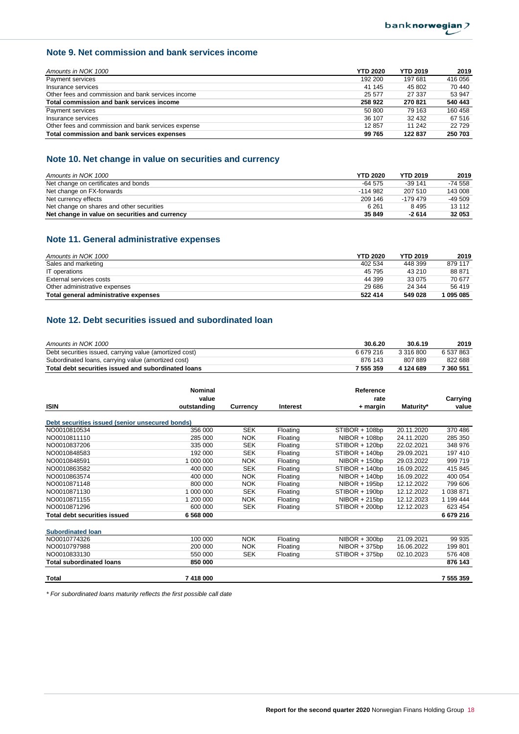## Note 9. Net commission and bank services income

| *Amounts in NOK 1000* | YTD 2020 | YTD 2019 | 2019 |
|---|---|---|---|
| Payment services | 192 200 | 197 681 | 416 056 |
| Insurance services | 41 145 | 45 802 | 70 440 |
| Other fees and commission and bank services income | 25 577 | 27 337 | 53 947 |
| **Total commission and bank services income** | **258 922** | **270 821** | **540 443** |
| Payment services | 50 800 | 79 163 | 160 458 |
| Insurance services | 36 107 | 32 432 | 67 516 |
| Other fees and commission and bank services expense | 12 857 | 11 242 | 22 729 |
| **Total commission and bank services expenses** | **99 765** | **122 837** | **250 703** |

## Note 10. Net change in value on securities and currency

| *Amounts in NOK 1000* | YTD 2020 | YTD 2019 | 2019 |
|---|---|---|---|
| Net change on certificates and bonds | -64 575 | -39 141 | -74 558 |
| Net change on FX-forwards | -114 982 | 207 510 | 143 008 |
| Net currency effects | 209 146 | -179 479 | -49 509 |
| Net change on shares and other securities | 6 261 | 8 495 | 13 112 |
| **Net change in value on securities and currency** | **35 849** | **-2 614** | **32 053** |

## Note 11. General administrative expenses

| *Amounts in NOK 1000* | YTD 2020 | YTD 2019 | 2019 |
|---|---|---|---|
| Sales and marketing | 402 534 | 448 399 | 879 117 |
| IT operations | 45 795 | 43 210 | 88 871 |
| External services costs | 44 399 | 33 075 | 70 677 |
| Other administrative expenses | 29 686 | 24 344 | 56 419 |
| **Total general administrative expenses** | **522 414** | **549 028** | **1 095 085** |

## Note 12. Debt securities issued and subordinated loan

| *Amounts in NOK 1000* | 30.6.20 | 30.6.19 | 2019 |
|---|---|---|---|
| Debt securities issued, carrying value (amortized cost) | 6 679 216 | 3 316 800 | 6 537 863 |
| Subordinated loans, carrying value (amortized cost) | 876 143 | 807 889 | 822 688 |
| **Total debt securities issued and subordinated loans** | **7 555 359** | **4 124 689** | **7 360 551** |

| ISIN | Nominal value outstanding | Currency | Interest | Reference rate + margin | Maturity* | Carrying value |
|---|---|---|---|---|---|---|
| **Debt securities issued (senior unsecured bonds)** | | | | | | |
| NO0010810534 | 356 000 | SEK | Floating | STIBOR + 108bp | 20.11.2020 | 370 486 |
| NO0010811110 | 285 000 | NOK | Floating | NIBOR + 108bp | 24.11.2020 | 285 350 |
| NO0010837206 | 335 000 | SEK | Floating | STIBOR + 120bp | 22.02.2021 | 348 976 |
| NO0010848583 | 192 000 | SEK | Floating | STIBOR + 140bp | 29.09.2021 | 197 410 |
| NO0010848591 | 1 000 000 | NOK | Floating | NIBOR + 150bp | 29.03.2022 | 999 719 |
| NO0010863582 | 400 000 | SEK | Floating | STIBOR + 140bp | 16.09.2022 | 415 845 |
| NO0010863574 | 400 000 | NOK | Floating | NIBOR + 140bp | 16.09.2022 | 400 054 |
| NO0010871148 | 800 000 | NOK | Floating | NIBOR + 195bp | 12.12.2022 | 799 606 |
| NO0010871130 | 1 000 000 | SEK | Floating | STIBOR + 190bp | 12.12.2022 | 1 038 871 |
| NO0010871155 | 1 200 000 | NOK | Floating | NIBOR + 215bp | 12.12.2023 | 1 199 444 |
| NO0010871296 | 600 000 | SEK | Floating | STIBOR + 200bp | 12.12.2023 | 623 454 |
| **Total debt securities issued** | **6 568 000** | | | | | **6 679 216** |
| **Subordinated loan** | | | | | | |
| NO0010774326 | 100 000 | NOK | Floating | NIBOR + 300bp | 21.09.2021 | 99 935 |
| NO0010797988 | 200 000 | NOK | Floating | NIBOR + 375bp | 16.06.2022 | 199 801 |
| NO0010833130 | 550 000 | SEK | Floating | STIBOR + 375bp | 02.10.2023 | 576 408 |
| **Total subordinated loans** | **850 000** | | | | | **876 143** |
| **Total** | **7 418 000** | | | | | **7 555 359** |

*\* For subordinated loans maturity reflects the first possible call date*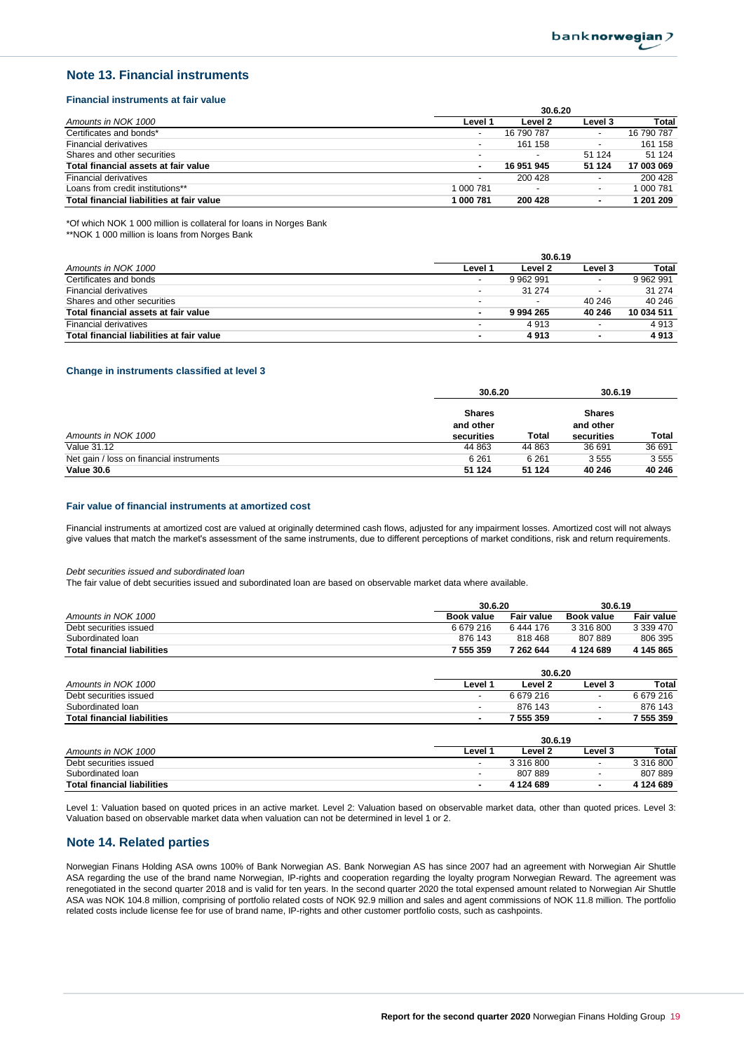## Note 13. Financial instruments

### Financial instruments at fair value

| Amounts in NOK 1000 | 30.6.20 Level 1 | Level 2 | Level 3 | Total |
|---|---|---|---|---|
| Certificates and bonds* | - | 16 790 787 | - | 16 790 787 |
| Financial derivatives | - | 161 158 | - | 161 158 |
| Shares and other securities | - | - | 51 124 | 51 124 |
| **Total financial assets at fair value** | **-** | **16 951 945** | **51 124** | **17 003 069** |
| Financial derivatives | - | 200 428 | - | 200 428 |
| Loans from credit institutions** | 1 000 781 | - | - | 1 000 781 |
| **Total financial liabilities at fair value** | **1 000 781** | **200 428** | **-** | **1 201 209** |

*Of which NOK 1 000 million is collateral for loans in Norges Bank
**NOK 1 000 million is loans from Norges Bank

| Amounts in NOK 1000 | 30.6.19 Level 1 | Level 2 | Level 3 | Total |
|---|---|---|---|---|
| Certificates and bonds | - | 9 962 991 | - | 9 962 991 |
| Financial derivatives | - | 31 274 | - | 31 274 |
| Shares and other securities | - | - | 40 246 | 40 246 |
| **Total financial assets at fair value** | **-** | **9 994 265** | **40 246** | **10 034 511** |
| Financial derivatives | - | 4 913 | - | 4 913 |
| **Total financial liabilities at fair value** | **-** | **4 913** | **-** | **4 913** |

### Change in instruments classified at level 3

| | 30.6.20 | | 30.6.19 | |
|---|---|---|---|---|
| Amounts in NOK 1000 | Shares and other securities | Total | Shares and other securities | Total |
| Value 31.12 | 44 863 | 44 863 | 36 691 | 36 691 |
| Net gain / loss on financial instruments | 6 261 | 6 261 | 3 555 | 3 555 |
| **Value 30.6** | **51 124** | **51 124** | **40 246** | **40 246** |

### Fair value of financial instruments at amortized cost

Financial instruments at amortized cost are valued at originally determined cash flows, adjusted for any impairment losses. Amortized cost will not always give values that match the market's assessment of the same instruments, due to different perceptions of market conditions, risk and return requirements.

*Debt securities issued and subordinated loan*

The fair value of debt securities issued and subordinated loan are based on observable market data where available.

| | 30.6.20 | | 30.6.19 | |
|---|---|---|---|---|
| Amounts in NOK 1000 | Book value | Fair value | Book value | Fair value |
| Debt securities issued | 6 679 216 | 6 444 176 | 3 316 800 | 3 339 470 |
| Subordinated loan | 876 143 | 818 468 | 807 889 | 806 395 |
| **Total financial liabilities** | **7 555 359** | **7 262 644** | **4 124 689** | **4 145 865** |

| Amounts in NOK 1000 | 30.6.20 Level 1 | Level 2 | Level 3 | Total |
|---|---|---|---|---|
| Debt securities issued | - | 6 679 216 | - | 6 679 216 |
| Subordinated loan | - | 876 143 | - | 876 143 |
| **Total financial liabilities** | **-** | **7 555 359** | **-** | **7 555 359** |

| Amounts in NOK 1000 | 30.6.19 Level 1 | Level 2 | Level 3 | Total |
|---|---|---|---|---|
| Debt securities issued | - | 3 316 800 | - | 3 316 800 |
| Subordinated loan | - | 807 889 | - | 807 889 |
| **Total financial liabilities** | **-** | **4 124 689** | **-** | **4 124 689** |

Level 1: Valuation based on quoted prices in an active market. Level 2: Valuation based on observable market data, other than quoted prices. Level 3: Valuation based on observable market data when valuation can not be determined in level 1 or 2.

## Note 14. Related parties

Norwegian Finans Holding ASA owns 100% of Bank Norwegian AS. Bank Norwegian AS has since 2007 had an agreement with Norwegian Air Shuttle ASA regarding the use of the brand name Norwegian, IP-rights and cooperation regarding the loyalty program Norwegian Reward. The agreement was renegotiated in the second quarter 2018 and is valid for ten years. In the second quarter 2020 the total expensed amount related to Norwegian Air Shuttle ASA was NOK 104.8 million, comprising of portfolio related costs of NOK 92.9 million and sales and agent commissions of NOK 11.8 million. The portfolio related costs include license fee for use of brand name, IP-rights and other customer portfolio costs, such as cashpoints.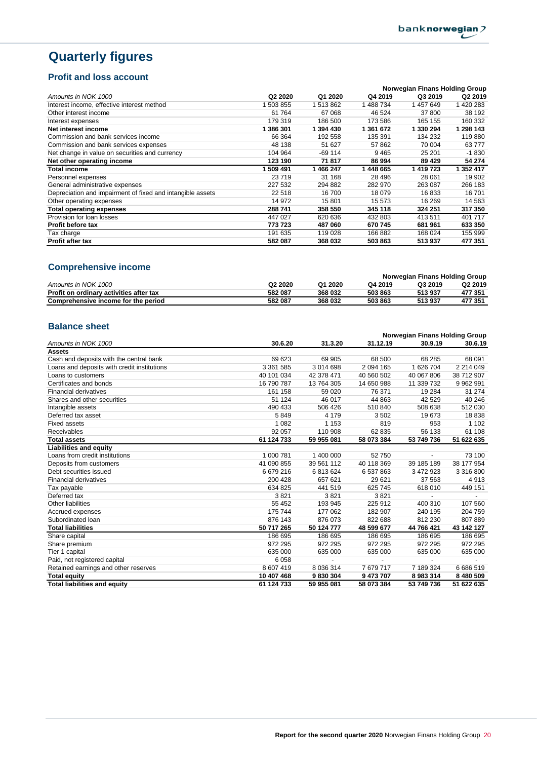# Quarterly figures

## Profit and loss account

| | | | Norwegian Finans Holding Group | | |
|---|---|---|---|---|---|
| *Amounts in NOK 1000* | **Q2 2020** | **Q1 2020** | **Q4 2019** | **Q3 2019** | **Q2 2019** |
| Interest income, effective interest method | 1 503 855 | 1 513 862 | 1 488 734 | 1 457 649 | 1 420 283 |
| Other interest income | 61 764 | 67 068 | 46 524 | 37 800 | 38 192 |
| Interest expenses | 179 319 | 186 500 | 173 586 | 165 155 | 160 332 |
| **Net interest income** | **1 386 301** | **1 394 430** | **1 361 672** | **1 330 294** | **1 298 143** |
| Commission and bank services income | 66 364 | 192 558 | 135 391 | 134 232 | 119 880 |
| Commission and bank services expenses | 48 138 | 51 627 | 57 862 | 70 004 | 63 777 |
| Net change in value on securities and currency | 104 964 | -69 114 | 9 465 | 25 201 | -1 830 |
| **Net other operating income** | **123 190** | **71 817** | **86 994** | **89 429** | **54 274** |
| **Total income** | **1 509 491** | **1 466 247** | **1 448 665** | **1 419 723** | **1 352 417** |
| Personnel expenses | 23 719 | 31 168 | 28 496 | 28 061 | 19 902 |
| General administrative expenses | 227 532 | 294 882 | 282 970 | 263 087 | 266 183 |
| Depreciation and impairment of fixed and intangible assets | 22 518 | 16 700 | 18 079 | 16 833 | 16 701 |
| Other operating expenses | 14 972 | 15 801 | 15 573 | 16 269 | 14 563 |
| **Total operating expenses** | **288 741** | **358 550** | **345 118** | **324 251** | **317 350** |
| Provision for loan losses | 447 027 | 620 636 | 432 803 | 413 511 | 401 717 |
| **Profit before tax** | **773 723** | **487 060** | **670 745** | **681 961** | **633 350** |
| Tax charge | 191 635 | 119 028 | 166 882 | 168 024 | 155 999 |
| **Profit after tax** | **582 087** | **368 032** | **503 863** | **513 937** | **477 351** |

## Comprehensive income

| | | | Norwegian Finans Holding Group | | |
|---|---|---|---|---|---|
| *Amounts in NOK 1000* | **Q2 2020** | **Q1 2020** | **Q4 2019** | **Q3 2019** | **Q2 2019** |
| **Profit on ordinary activities after tax** | **582 087** | **368 032** | **503 863** | **513 937** | **477 351** |
| **Comprehensive income for the period** | **582 087** | **368 032** | **503 863** | **513 937** | **477 351** |

## Balance sheet

| | | | Norwegian Finans Holding Group | | |
|---|---|---|---|---|---|
| *Amounts in NOK 1000* | **30.6.20** | **31.3.20** | **31.12.19** | **30.9.19** | **30.6.19** |
| **Assets** | | | | | |
| Cash and deposits with the central bank | 69 623 | 69 905 | 68 500 | 68 285 | 68 091 |
| Loans and deposits with credit institutions | 3 361 585 | 3 014 698 | 2 094 165 | 1 626 704 | 2 214 049 |
| Loans to customers | 40 101 034 | 42 378 471 | 40 560 502 | 40 067 806 | 38 712 907 |
| Certificates and bonds | 16 790 787 | 13 764 305 | 14 650 988 | 11 339 732 | 9 962 991 |
| Financial derivatives | 161 158 | 59 020 | 76 371 | 19 284 | 31 274 |
| Shares and other securities | 51 124 | 46 017 | 44 863 | 42 529 | 40 246 |
| Intangible assets | 490 433 | 506 426 | 510 840 | 508 638 | 512 030 |
| Deferred tax asset | 5 849 | 4 179 | 3 502 | 19 673 | 18 838 |
| Fixed assets | 1 082 | 1 153 | 819 | 953 | 1 102 |
| Receivables | 92 057 | 110 908 | 62 835 | 56 133 | 61 108 |
| **Total assets** | **61 124 733** | **59 955 081** | **58 073 384** | **53 749 736** | **51 622 635** |
| **Liabilities and equity** | | | | | |
| Loans from credit institutions | 1 000 781 | 1 400 000 | 52 750 | - | 73 100 |
| Deposits from customers | 41 090 855 | 39 561 112 | 40 118 369 | 39 185 189 | 38 177 954 |
| Debt securities issued | 6 679 216 | 6 813 624 | 6 537 863 | 3 472 923 | 3 316 800 |
| Financial derivatives | 200 428 | 657 621 | 29 621 | 37 563 | 4 913 |
| Tax payable | 634 825 | 441 519 | 625 745 | 618 010 | 449 151 |
| Deferred tax | 3 821 | 3 821 | 3 821 | - | - |
| Other liabilities | 55 452 | 193 945 | 225 912 | 400 310 | 107 560 |
| Accrued expenses | 175 744 | 177 062 | 182 907 | 240 195 | 204 759 |
| Subordinated loan | 876 143 | 876 073 | 822 688 | 812 230 | 807 889 |
| **Total liabilities** | **50 717 265** | **50 124 777** | **48 599 677** | **44 766 421** | **43 142 127** |
| Share capital | 186 695 | 186 695 | 186 695 | 186 695 | 186 695 |
| Share premium | 972 295 | 972 295 | 972 295 | 972 295 | 972 295 |
| Tier 1 capital | 635 000 | 635 000 | 635 000 | 635 000 | 635 000 |
| Paid, not registered capital | 6 058 | - | - | - | - |
| Retained earnings and other reserves | 8 607 419 | 8 036 314 | 7 679 717 | 7 189 324 | 6 686 519 |
| **Total equity** | **10 407 468** | **9 830 304** | **9 473 707** | **8 983 314** | **8 480 509** |
| **Total liabilities and equity** | **61 124 733** | **59 955 081** | **58 073 384** | **53 749 736** | **51 622 635** |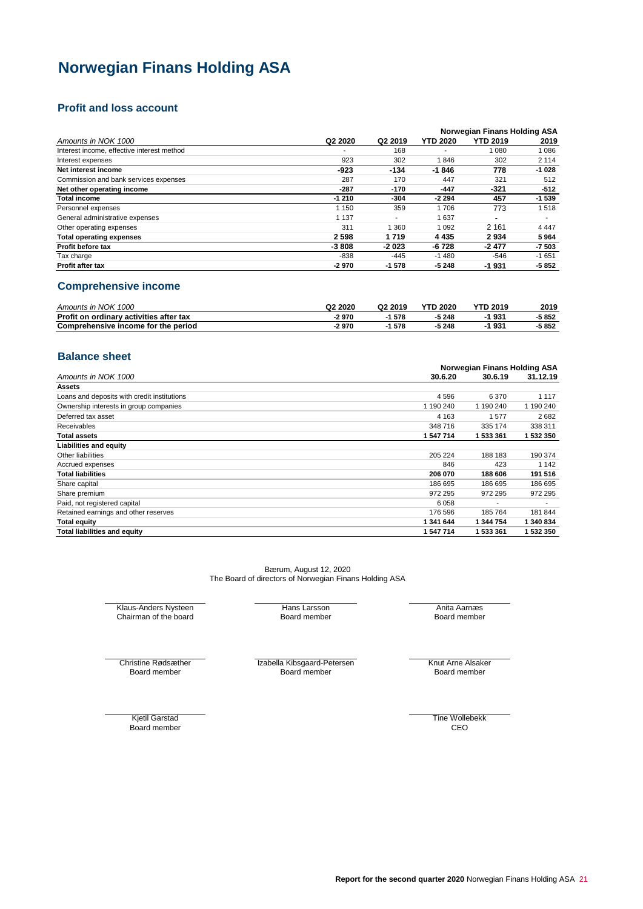# Norwegian Finans Holding ASA

## Profit and loss account

| | Norwegian Finans Holding ASA | | | | |
|---|---|---|---|---|---|
| *Amounts in NOK 1000* | **Q2 2020** | **Q2 2019** | **YTD 2020** | **YTD 2019** | **2019** |
| Interest income, effective interest method | - | 168 | - | 1 080 | 1 086 |
| Interest expenses | 923 | 302 | 1 846 | 302 | 2 114 |
| **Net interest income** | **-923** | **-134** | **-1 846** | **778** | **-1 028** |
| Commission and bank services expenses | 287 | 170 | 447 | 321 | 512 |
| **Net other operating income** | **-287** | **-170** | **-447** | **-321** | **-512** |
| **Total income** | **-1 210** | **-304** | **-2 294** | **457** | **-1 539** |
| Personnel expenses | 1 150 | 359 | 1 706 | 773 | 1 518 |
| General administrative expenses | 1 137 | - | 1 637 | - | - |
| Other operating expenses | 311 | 1 360 | 1 092 | 2 161 | 4 447 |
| **Total operating expenses** | **2 598** | **1 719** | **4 435** | **2 934** | **5 964** |
| **Profit before tax** | **-3 808** | **-2 023** | **-6 728** | **-2 477** | **-7 503** |
| Tax charge | -838 | -445 | -1 480 | -546 | -1 651 |
| **Profit after tax** | **-2 970** | **-1 578** | **-5 248** | **-1 931** | **-5 852** |

## Comprehensive income

| *Amounts in NOK 1000* | **Q2 2020** | **Q2 2019** | **YTD 2020** | **YTD 2019** | **2019** |
|---|---|---|---|---|---|
| **Profit on ordinary activities after tax** | **-2 970** | **-1 578** | **-5 248** | **-1 931** | **-5 852** |
| **Comprehensive income for the period** | **-2 970** | **-1 578** | **-5 248** | **-1 931** | **-5 852** |

## Balance sheet

| | Norwegian Finans Holding ASA | | |
|---|---|---|---|
| *Amounts in NOK 1000* | **30.6.20** | **30.6.19** | **31.12.19** |
| **Assets** | | | |
| Loans and deposits with credit institutions | 4 596 | 6 370 | 1 117 |
| Ownership interests in group companies | 1 190 240 | 1 190 240 | 1 190 240 |
| Deferred tax asset | 4 163 | 1 577 | 2 682 |
| Receivables | 348 716 | 335 174 | 338 311 |
| **Total assets** | **1 547 714** | **1 533 361** | **1 532 350** |
| **Liabilities and equity** | | | |
| Other liabilities | 205 224 | 188 183 | 190 374 |
| Accrued expenses | 846 | 423 | 1 142 |
| **Total liabilities** | **206 070** | **188 606** | **191 516** |
| Share capital | 186 695 | 186 695 | 186 695 |
| Share premium | 972 295 | 972 295 | 972 295 |
| Paid, not registered capital | 6 058 | - | - |
| Retained earnings and other reserves | 176 596 | 185 764 | 181 844 |
| **Total equity** | **1 341 644** | **1 344 754** | **1 340 834** |
| **Total liabilities and equity** | **1 547 714** | **1 533 361** | **1 532 350** |

Bærum, August 12, 2020
The Board of directors of Norwegian Finans Holding ASA

Klaus-Anders Nysteen
Chairman of the board

Hans Larsson
Board member

Anita Aarnæs
Board member

Christine Rødsæther
Board member

Izabella Kibsgaard-Petersen
Board member

Knut Arne Alsaker
Board member

Kjetil Garstad
Board member

Tine Wollebekk
CEO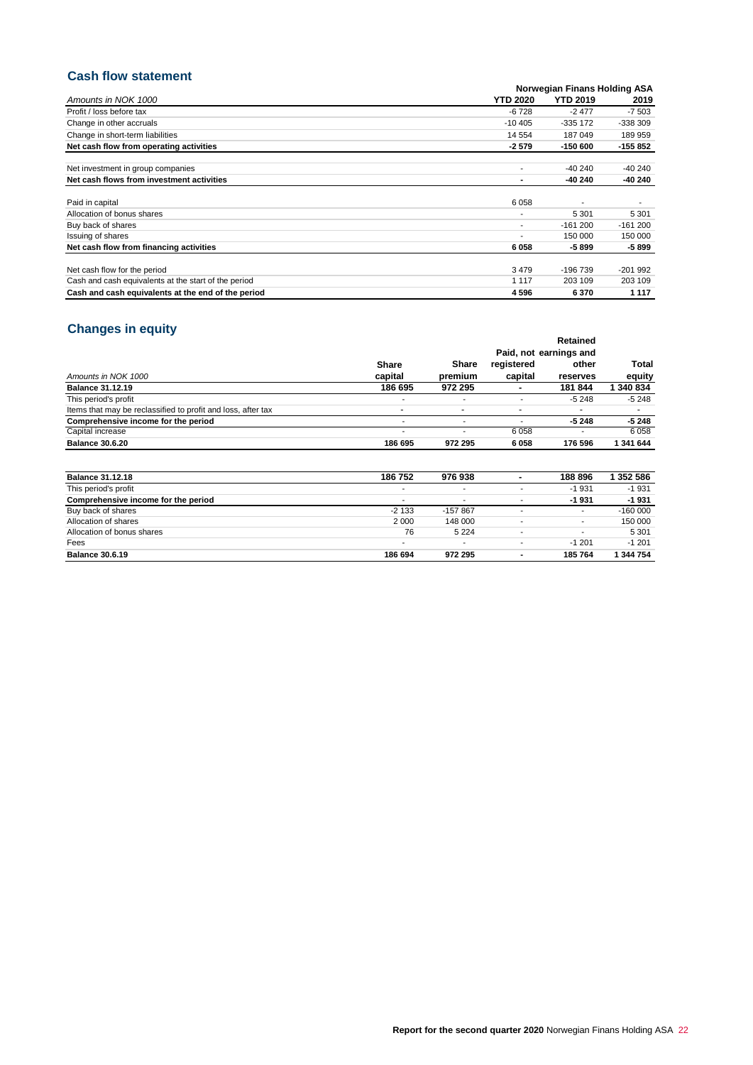## Cash flow statement

| Amounts in NOK 1000 | Norwegian Finans Holding ASA YTD 2020 | YTD 2019 | 2019 |
|---|---|---|---|
| Profit / loss before tax | -6 728 | -2 477 | -7 503 |
| Change in other accruals | -10 405 | -335 172 | -338 309 |
| Change in short-term liabilities | 14 554 | 187 049 | 189 959 |
| **Net cash flow from operating activities** | **-2 579** | **-150 600** | **-155 852** |
| | | | |
| Net investment in group companies | - | -40 240 | -40 240 |
| **Net cash flows from investment activities** | **-** | **-40 240** | **-40 240** |
| | | | |
| Paid in capital | 6 058 | - | - |
| Allocation of bonus shares | - | 5 301 | 5 301 |
| Buy back of shares | - | -161 200 | -161 200 |
| Issuing of shares | - | 150 000 | 150 000 |
| **Net cash flow from financing activities** | **6 058** | **-5 899** | **-5 899** |
| | | | |
| Net cash flow for the period | 3 479 | -196 739 | -201 992 |
| Cash and cash equivalents at the start of the period | 1 117 | 203 109 | 203 109 |
| **Cash and cash equivalents at the end of the period** | **4 596** | **6 370** | **1 117** |

## Changes in equity

| Amounts in NOK 1000 | Share capital | Share premium | Paid, not registered capital | Retained earnings and other reserves | Total equity |
|---|---|---|---|---|---|
| **Balance 31.12.19** | **186 695** | **972 295** | **-** | **181 844** | **1 340 834** |
| This period's profit | - | - | - | -5 248 | -5 248 |
| Items that may be reclassified to profit and loss, after tax | - | - | - | - | - |
| **Comprehensive income for the period** | - | - | - | **-5 248** | **-5 248** |
| Capital increase | - | - | 6 058 | - | 6 058 |
| **Balance 30.6.20** | **186 695** | **972 295** | **6 058** | **176 596** | **1 341 644** |

| Amounts in NOK 1000 | Share capital | Share premium | Paid, not registered capital | Retained earnings and other reserves | Total equity |
|---|---|---|---|---|---|
| **Balance 31.12.18** | **186 752** | **976 938** | **-** | **188 896** | **1 352 586** |
| This period's profit | - | - | - | -1 931 | -1 931 |
| **Comprehensive income for the period** | - | - | - | **-1 931** | **-1 931** |
| Buy back of shares | -2 133 | -157 867 | - | - | -160 000 |
| Allocation of shares | 2 000 | 148 000 | - | - | 150 000 |
| Allocation of bonus shares | 76 | 5 224 | - | - | 5 301 |
| Fees | - | - | - | -1 201 | -1 201 |
| **Balance 30.6.19** | **186 694** | **972 295** | **-** | **185 764** | **1 344 754** |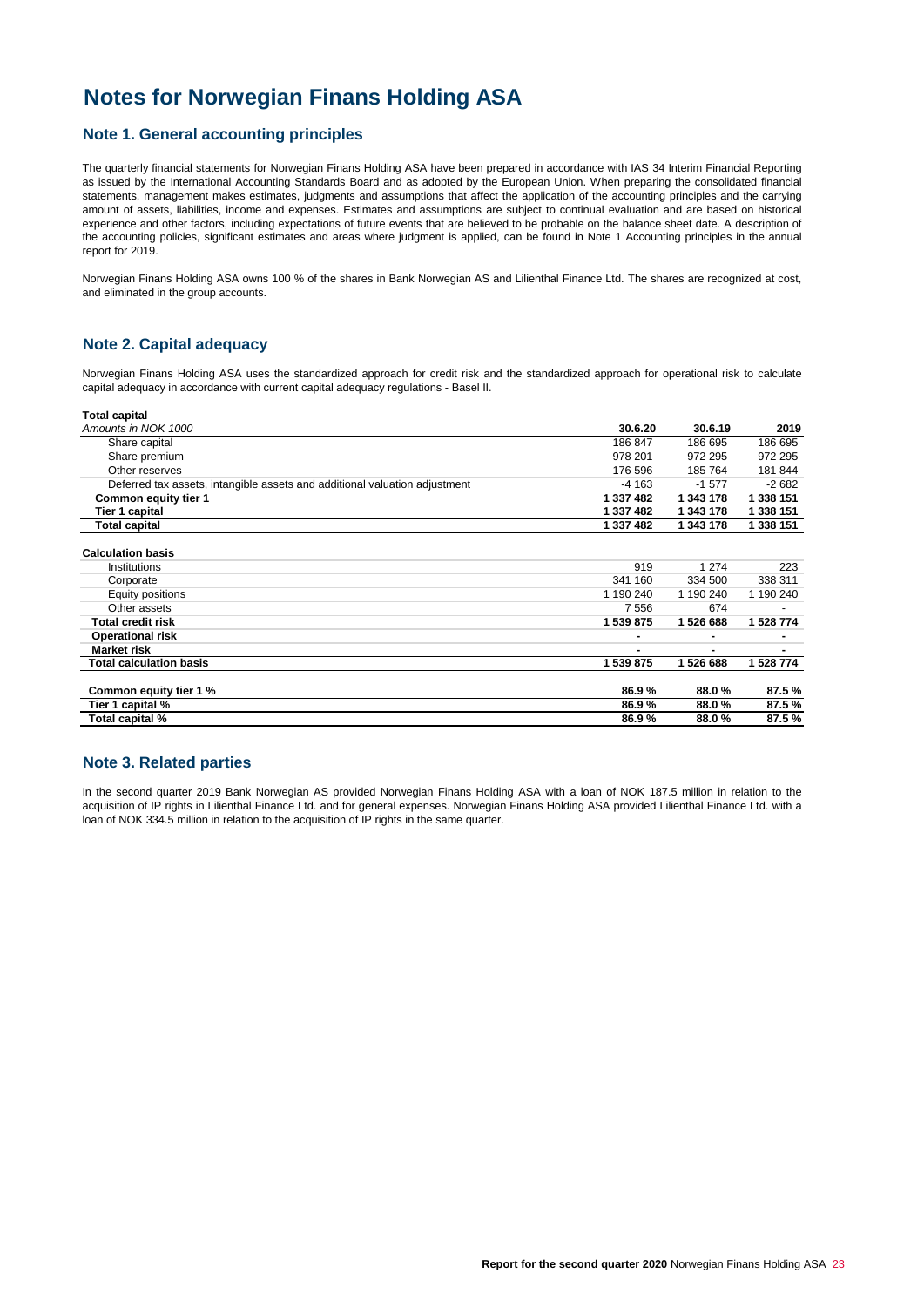# Notes for Norwegian Finans Holding ASA

## Note 1. General accounting principles

The quarterly financial statements for Norwegian Finans Holding ASA have been prepared in accordance with IAS 34 Interim Financial Reporting as issued by the International Accounting Standards Board and as adopted by the European Union. When preparing the consolidated financial statements, management makes estimates, judgments and assumptions that affect the application of the accounting principles and the carrying amount of assets, liabilities, income and expenses. Estimates and assumptions are subject to continual evaluation and are based on historical experience and other factors, including expectations of future events that are believed to be probable on the balance sheet date. A description of the accounting policies, significant estimates and areas where judgment is applied, can be found in Note 1 Accounting principles in the annual report for 2019.

Norwegian Finans Holding ASA owns 100 % of the shares in Bank Norwegian AS and Lilienthal Finance Ltd. The shares are recognized at cost, and eliminated in the group accounts.

## Note 2. Capital adequacy

Norwegian Finans Holding ASA uses the standardized approach for credit risk and the standardized approach for operational risk to calculate capital adequacy in accordance with current capital adequacy regulations - Basel II.

| **Total capital** | | | |
|---|---|---|---|
| *Amounts in NOK 1000* | **30.6.20** | **30.6.19** | **2019** |
| Share capital | 186 847 | 186 695 | 186 695 |
| Share premium | 978 201 | 972 295 | 972 295 |
| Other reserves | 176 596 | 185 764 | 181 844 |
| Deferred tax assets, intangible assets and additional valuation adjustment | -4 163 | -1 577 | -2 682 |
| **Common equity tier 1** | **1 337 482** | **1 343 178** | **1 338 151** |
| **Tier 1 capital** | **1 337 482** | **1 343 178** | **1 338 151** |
| **Total capital** | **1 337 482** | **1 343 178** | **1 338 151** |
| | | | |
| **Calculation basis** | | | |
| Institutions | 919 | 1 274 | 223 |
| Corporate | 341 160 | 334 500 | 338 311 |
| Equity positions | 1 190 240 | 1 190 240 | 1 190 240 |
| Other assets | 7 556 | 674 | - |
| **Total credit risk** | **1 539 875** | **1 526 688** | **1 528 774** |
| **Operational risk** | **-** | **-** | **-** |
| **Market risk** | **-** | **-** | **-** |
| **Total calculation basis** | **1 539 875** | **1 526 688** | **1 528 774** |
| | | | |
| **Common equity tier 1 %** | **86.9 %** | **88.0 %** | **87.5 %** |
| **Tier 1 capital %** | **86.9 %** | **88.0 %** | **87.5 %** |
| **Total capital %** | **86.9 %** | **88.0 %** | **87.5 %** |

## Note 3. Related parties

In the second quarter 2019 Bank Norwegian AS provided Norwegian Finans Holding ASA with a loan of NOK 187.5 million in relation to the acquisition of IP rights in Lilienthal Finance Ltd. and for general expenses. Norwegian Finans Holding ASA provided Lilienthal Finance Ltd. with a loan of NOK 334.5 million in relation to the acquisition of IP rights in the same quarter.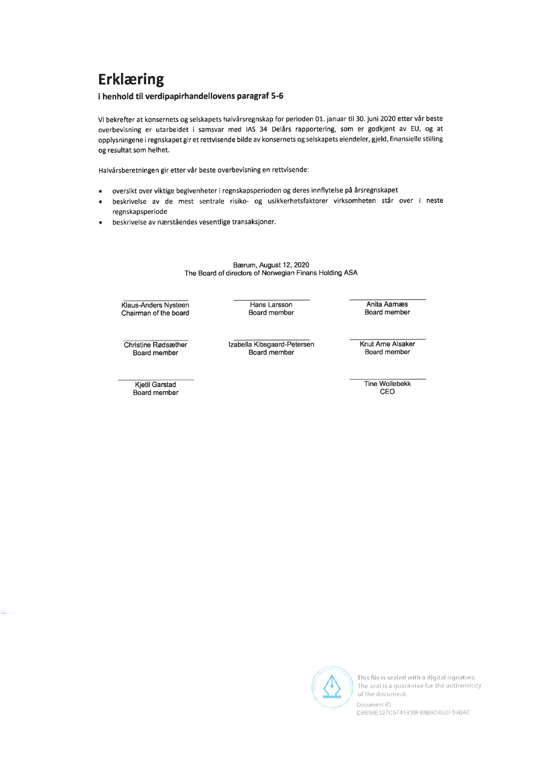# Erklæring

### i henhold til verdipapirhandellovens paragraf 5-6

Vi bekrefter at konsernets og selskapets halvårsregnskap for perioden 01. januar til 30. juni 2020 etter vår beste overbevisning er utarbeidet i samsvar med IAS 34 Delårs rapportering, som er godkjent av EU, og at opplysningene i regnskapet gir et rettvisende bilde av konsernets og selskapets eiendeler, gjeld, finansielle stilling og resultat som helhet.

Halvårsberetningen gir etter vår beste overbevisning en rettvisende:

- oversikt over viktige begivenheter i regnskapsperioden og deres innflytelse på årsregnskapet
- beskrivelse av de mest sentrale risiko- og usikkerhetsfaktorer virksomheten står over i neste regnskapsperiode
- beskrivelse av nærståendes vesentlige transaksjoner.

Bærum, August 12, 2020
The Board of directors of Norwegian Finans Holding ASA

| | | |
|---|---|---|
| Klaus-Anders Nysteen<br>Chairman of the board | Hans Larsson<br>Board member | Anita Aarnæs<br>Board member |
| Christine Rødsæther<br>Board member | Izabella Kibsgaard-Petersen<br>Board member | Knut Arne Alsaker<br>Board member |
| Kjetil Garstad<br>Board member | | Tine Wollebekk<br>CEO |

This file is sealed with a digital signature. The seal is a guarantee for the authenticity of the document.

Document ID
CB606E327C5745939F88B9D4E0F59BAE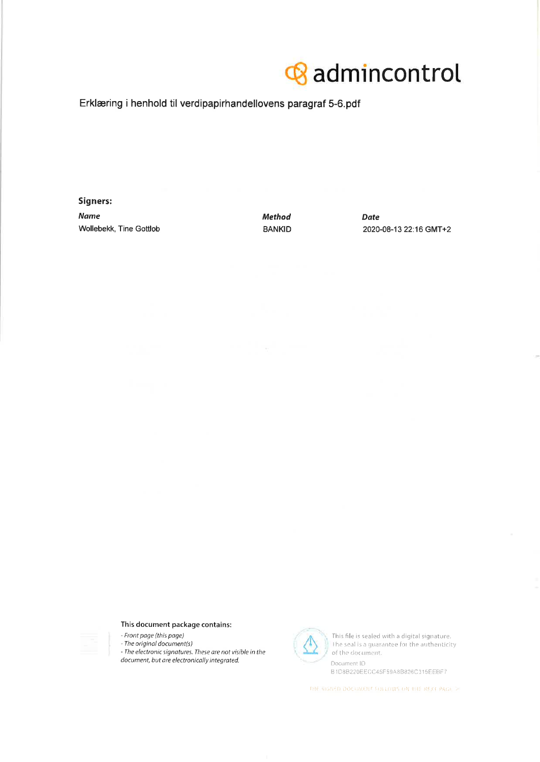admincontrol

Erklæring i henhold til verdipapirhandellovens paragraf 5-6.pdf

**Signers:**

| *Name* | *Method* | *Date* |
| --- | --- | --- |
| Wollebekk, Tine Gottlob | BANKID | 2020-08-13 22:16 GMT+2 |

This document package contains:

- *Front page (this page)*
- *The original document(s)*
- *The electronic signatures. These are not visible in the document, but are electronically integrated.*

This file is sealed with a digital signature. The seal is a guarantee for the authenticity of the document.

Document ID
B1D8B220EECC45F59A8B826C315EEBF7

THE SIGNED DOCUMENT FOLLOWS ON THE NEXT PAGE >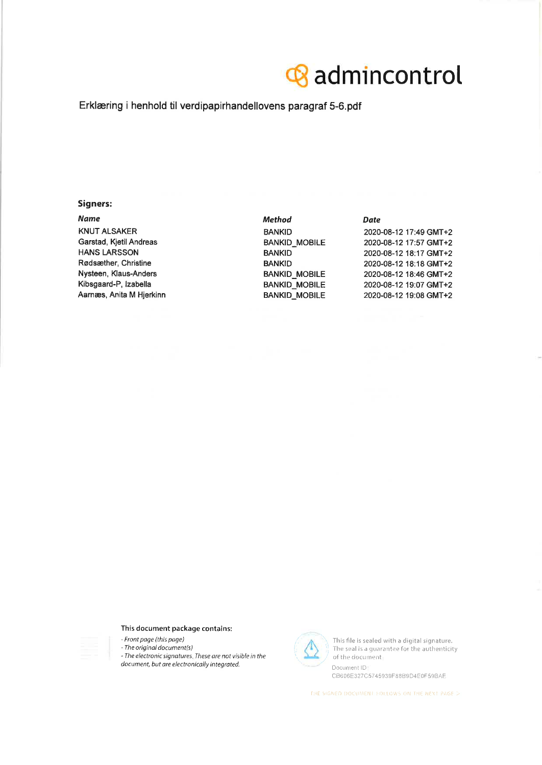admincontrol

Erklæring i henhold til verdipapirhandellovens paragraf 5-6.pdf

**Signers:**

| *Name* | *Method* | *Date* |
|---|---|---|
| KNUT ALSAKER | BANKID | 2020-08-12 17:49 GMT+2 |
| Garstad, Kjetil Andreas | BANKID_MOBILE | 2020-08-12 17:57 GMT+2 |
| HANS LARSSON | BANKID | 2020-08-12 18:17 GMT+2 |
| Rødsæther, Christine | BANKID | 2020-08-12 18:18 GMT+2 |
| Nysteen, Klaus-Anders | BANKID_MOBILE | 2020-08-12 18:46 GMT+2 |
| Kibsgaard-P, Izabella | BANKID_MOBILE | 2020-08-12 19:07 GMT+2 |
| Aarnæs, Anita M Hjerkinn | BANKID_MOBILE | 2020-08-12 19:08 GMT+2 |

This document package contains:

- *Front page (this page)*
- *The original document(s)*
- *The electronic signatures. These are not visible in the document, but are electronically integrated.*

This file is sealed with a digital signature. The seal is a guarantee for the authenticity of the document.

Document ID: CB606E327C5745939F88B9D4E0F59BAE

THE SIGNED DOCUMENT FOLLOWS ON THE NEXT PAGE >